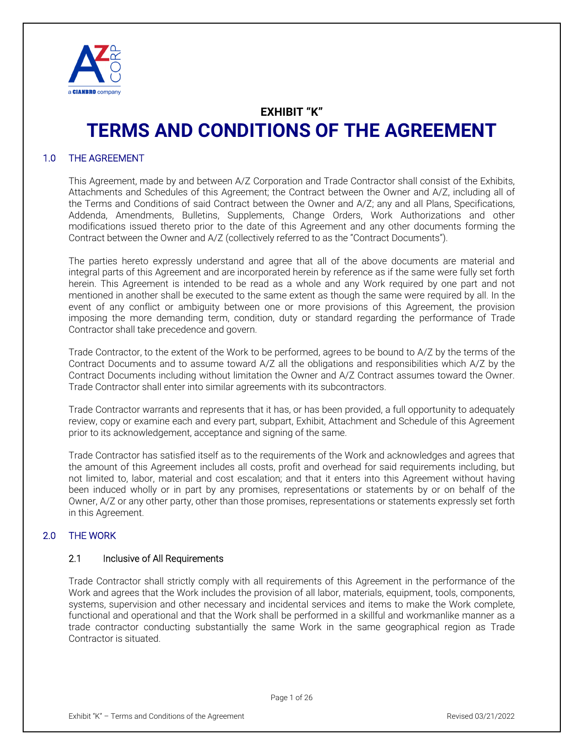# EXHIBIT "K"

# TERMS AND CONDITIONS OF THE AGREEMENT

## 1.0 THE AGREEMENT

This Agreement, made by and between A/Z Corporation and Trade Contractor shall consist of the Exhibits, Attachments and Schedules of this Agreement; the Contract between the Owner and A/Z, including all of the Terms and Conditions of said Contract between the Owner and A/Z; any and all Plans, Specifications, Addenda, Amendments, Bulletins, Supplements, Change Orders, Work Authorizations and other modifications issued thereto prior to the date of this Agreement and any other documents forming the Contract between the Owner and A/Z (collectively referred to as the "Contract Documents").

The parties hereto expressly understand and agree that all of the above documents are material and integral parts of this Agreement and are incorporated herein by reference as if the same were fully set forth herein. This Agreement is intended to be read as a whole and any Work required by one part and not mentioned in another shall be executed to the same extent as though the same were required by all. In the event of any conflict or ambiguity between one or more provisions of this Agreement, the provision imposing the more demanding term, condition, duty or standard regarding the performance of Trade Contractor shall take precedence and govern.

Trade Contractor, to the extent of the Work to be performed, agrees to be bound to A/Z by the terms of the Contract Documents and to assume toward A/Z all the obligations and responsibilities which A/Z by the Contract Documents including without limitation the Owner and A/Z Contract assumes toward the Owner. Trade Contractor shall enter into similar agreements with its subcontractors.

Trade Contractor warrants and represents that it has, or has been provided, a full opportunity to adequately review, copy or examine each and every part, subpart, Exhibit, Attachment and Schedule of this Agreement prior to its acknowledgement, acceptance and signing of the same.

Trade Contractor has satisfied itself as to the requirements of the Work and acknowledges and agrees that the amount of this Agreement includes all costs, profit and overhead for said requirements including, but not limited to, labor, material and cost escalation; and that it enters into this Agreement without having been induced wholly or in part by any promises, representations or statements by or on behalf of the Owner, A/Z or any other party, other than those promises, representations or statements expressly set forth in this Agreement.

## 2.0 THE WORK

### 2.1 Inclusive of All Requirements

Trade Contractor shall strictly comply with all requirements of this Agreement in the performance of the Work and agrees that the Work includes the provision of all labor, materials, equipment, tools, components, systems, supervision and other necessary and incidental services and items to make the Work complete, functional and operational and that the Work shall be performed in a skillful and workmanlike manner as a trade contractor conducting substantially the same Work in the same geographical region as Trade Contractor is situated.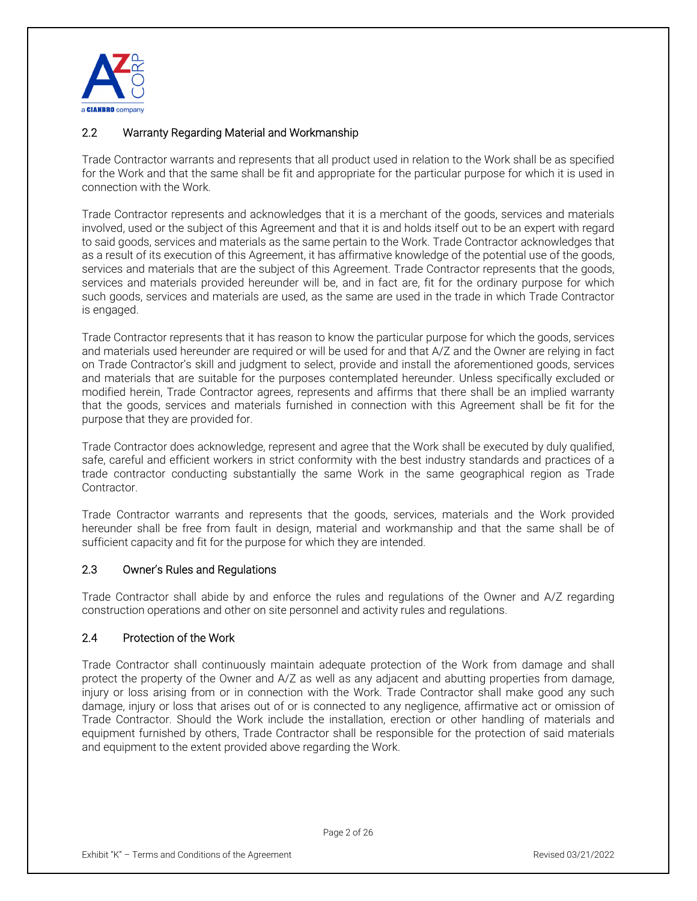## 2.2 Warranty Regarding Material and Workmanship

Trade Contractor warrants and represents that all product used in relation to the Work shall be as specified for the Work and that the same shall be fit and appropriate for the particular purpose for which it is used in connection with the Work.

Trade Contractor represents and acknowledges that it is a merchant of the goods, services and materials involved, used or the subject of this Agreement and that it is and holds itself out to be an expert with regard to said goods, services and materials as the same pertain to the Work. Trade Contractor acknowledges that as a result of its execution of this Agreement, it has affirmative knowledge of the potential use of the goods, services and materials that are the subject of this Agreement. Trade Contractor represents that the goods, services and materials provided hereunder will be, and in fact are, fit for the ordinary purpose for which such goods, services and materials are used, as the same are used in the trade in which Trade Contractor is engaged.

Trade Contractor represents that it has reason to know the particular purpose for which the goods, services and materials used hereunder are required or will be used for and that A/Z and the Owner are relying in fact on Trade Contractor's skill and judgment to select, provide and install the aforementioned goods, services and materials that are suitable for the purposes contemplated hereunder. Unless specifically excluded or modified herein, Trade Contractor agrees, represents and affirms that there shall be an implied warranty that the goods, services and materials furnished in connection with this Agreement shall be fit for the purpose that they are provided for.

Trade Contractor does acknowledge, represent and agree that the Work shall be executed by duly qualified, safe, careful and efficient workers in strict conformity with the best industry standards and practices of a trade contractor conducting substantially the same Work in the same geographical region as Trade Contractor.

Trade Contractor warrants and represents that the goods, services, materials and the Work provided hereunder shall be free from fault in design, material and workmanship and that the same shall be of sufficient capacity and fit for the purpose for which they are intended.

## 2.3 Owner's Rules and Regulations

Trade Contractor shall abide by and enforce the rules and regulations of the Owner and A/Z regarding construction operations and other on site personnel and activity rules and regulations.

## 2.4 Protection of the Work

Trade Contractor shall continuously maintain adequate protection of the Work from damage and shall protect the property of the Owner and A/Z as well as any adjacent and abutting properties from damage, injury or loss arising from or in connection with the Work. Trade Contractor shall make good any such damage, injury or loss that arises out of or is connected to any negligence, affirmative act or omission of Trade Contractor. Should the Work include the installation, erection or other handling of materials and equipment furnished by others, Trade Contractor shall be responsible for the protection of said materials and equipment to the extent provided above regarding the Work.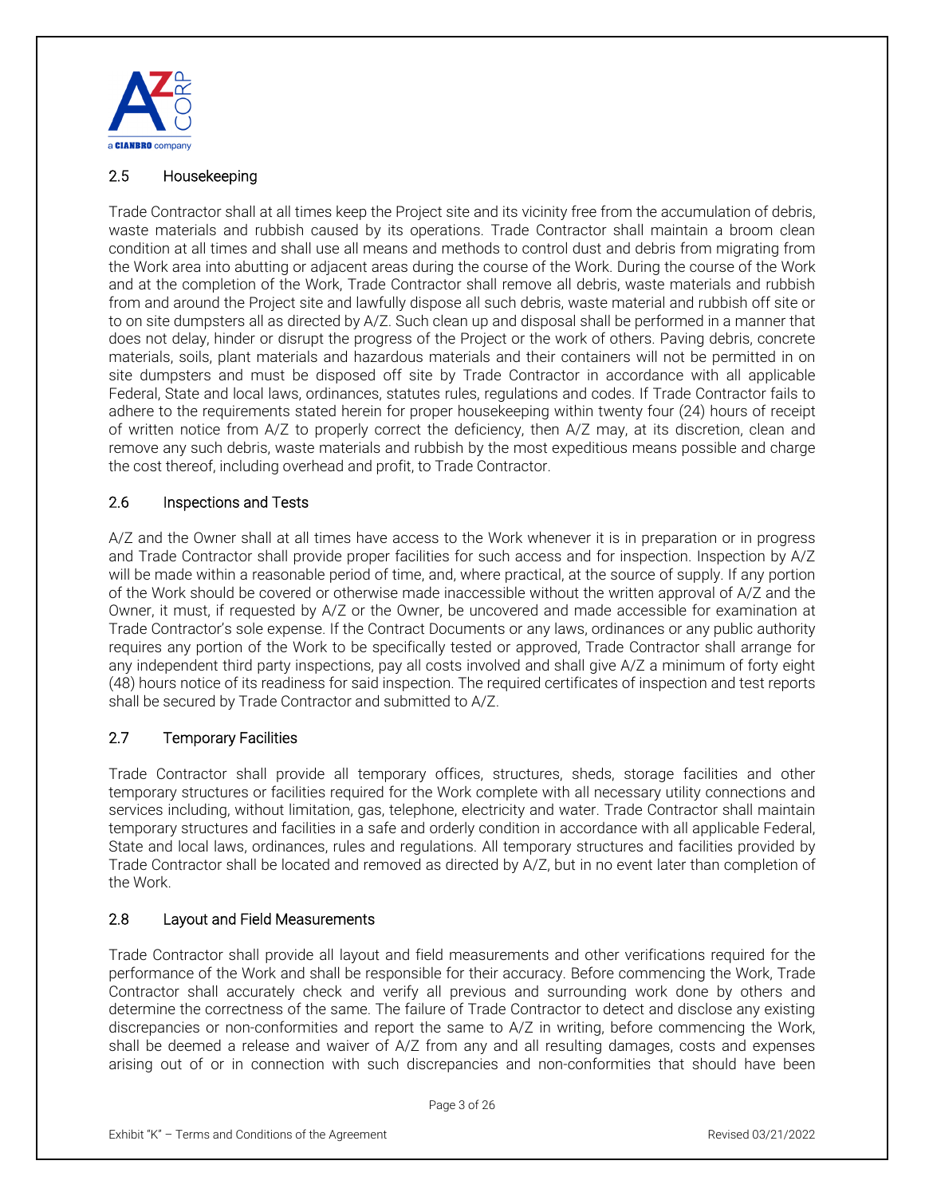## 2.5 Housekeeping

Trade Contractor shall at all times keep the Project site and its vicinity free from the accumulation of debris, waste materials and rubbish caused by its operations. Trade Contractor shall maintain a broom clean condition at all times and shall use all means and methods to control dust and debris from migrating from the Work area into abutting or adjacent areas during the course of the Work. During the course of the Work and at the completion of the Work, Trade Contractor shall remove all debris, waste materials and rubbish from and around the Project site and lawfully dispose all such debris, waste material and rubbish off site or to on site dumpsters all as directed by A/Z. Such clean up and disposal shall be performed in a manner that does not delay, hinder or disrupt the progress of the Project or the work of others. Paving debris, concrete materials, soils, plant materials and hazardous materials and their containers will not be permitted in on site dumpsters and must be disposed off site by Trade Contractor in accordance with all applicable Federal, State and local laws, ordinances, statutes rules, regulations and codes. If Trade Contractor fails to adhere to the requirements stated herein for proper housekeeping within twenty four (24) hours of receipt of written notice from A/Z to properly correct the deficiency, then A/Z may, at its discretion, clean and remove any such debris, waste materials and rubbish by the most expeditious means possible and charge the cost thereof, including overhead and profit, to Trade Contractor.

## 2.6 Inspections and Tests

A/Z and the Owner shall at all times have access to the Work whenever it is in preparation or in progress and Trade Contractor shall provide proper facilities for such access and for inspection. Inspection by A/Z will be made within a reasonable period of time, and, where practical, at the source of supply. If any portion of the Work should be covered or otherwise made inaccessible without the written approval of A/Z and the Owner, it must, if requested by A/Z or the Owner, be uncovered and made accessible for examination at Trade Contractor's sole expense. If the Contract Documents or any laws, ordinances or any public authority requires any portion of the Work to be specifically tested or approved, Trade Contractor shall arrange for any independent third party inspections, pay all costs involved and shall give A/Z a minimum of forty eight (48) hours notice of its readiness for said inspection. The required certificates of inspection and test reports shall be secured by Trade Contractor and submitted to A/Z.

## 2.7 Temporary Facilities

Trade Contractor shall provide all temporary offices, structures, sheds, storage facilities and other temporary structures or facilities required for the Work complete with all necessary utility connections and services including, without limitation, gas, telephone, electricity and water. Trade Contractor shall maintain temporary structures and facilities in a safe and orderly condition in accordance with all applicable Federal, State and local laws, ordinances, rules and regulations. All temporary structures and facilities provided by Trade Contractor shall be located and removed as directed by A/Z, but in no event later than completion of the Work.

## 2.8 Layout and Field Measurements

Trade Contractor shall provide all layout and field measurements and other verifications required for the performance of the Work and shall be responsible for their accuracy. Before commencing the Work, Trade Contractor shall accurately check and verify all previous and surrounding work done by others and determine the correctness of the same. The failure of Trade Contractor to detect and disclose any existing discrepancies or non-conformities and report the same to A/Z in writing, before commencing the Work, shall be deemed a release and waiver of A/Z from any and all resulting damages, costs and expenses arising out of or in connection with such discrepancies and non-conformities that should have been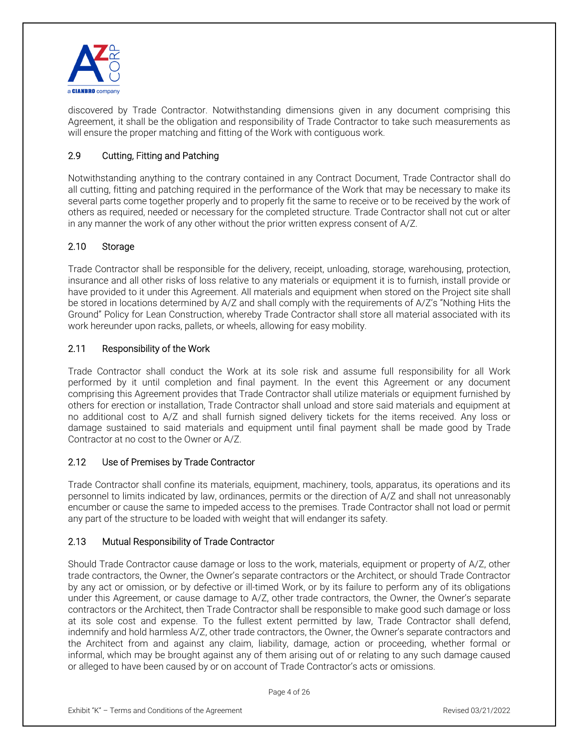discovered by Trade Contractor. Notwithstanding dimensions given in any document comprising this Agreement, it shall be the obligation and responsibility of Trade Contractor to take such measurements as will ensure the proper matching and fitting of the Work with contiguous work.

### 2.9 Cutting, Fitting and Patching

Notwithstanding anything to the contrary contained in any Contract Document, Trade Contractor shall do all cutting, fitting and patching required in the performance of the Work that may be necessary to make its several parts come together properly and to properly fit the same to receive or to be received by the work of others as required, needed or necessary for the completed structure. Trade Contractor shall not cut or alter in any manner the work of any other without the prior written express consent of A/Z.

### 2.10 Storage

Trade Contractor shall be responsible for the delivery, receipt, unloading, storage, warehousing, protection, insurance and all other risks of loss relative to any materials or equipment it is to furnish, install provide or have provided to it under this Agreement. All materials and equipment when stored on the Project site shall be stored in locations determined by A/Z and shall comply with the requirements of A/Z's "Nothing Hits the Ground" Policy for Lean Construction, whereby Trade Contractor shall store all material associated with its work hereunder upon racks, pallets, or wheels, allowing for easy mobility.

### 2.11 Responsibility of the Work

Trade Contractor shall conduct the Work at its sole risk and assume full responsibility for all Work performed by it until completion and final payment. In the event this Agreement or any document comprising this Agreement provides that Trade Contractor shall utilize materials or equipment furnished by others for erection or installation, Trade Contractor shall unload and store said materials and equipment at no additional cost to A/Z and shall furnish signed delivery tickets for the items received. Any loss or damage sustained to said materials and equipment until final payment shall be made good by Trade Contractor at no cost to the Owner or A/Z.

### 2.12 Use of Premises by Trade Contractor

Trade Contractor shall confine its materials, equipment, machinery, tools, apparatus, its operations and its personnel to limits indicated by law, ordinances, permits or the direction of A/Z and shall not unreasonably encumber or cause the same to impeded access to the premises. Trade Contractor shall not load or permit any part of the structure to be loaded with weight that will endanger its safety.

### 2.13 Mutual Responsibility of Trade Contractor

Should Trade Contractor cause damage or loss to the work, materials, equipment or property of A/Z, other trade contractors, the Owner, the Owner's separate contractors or the Architect, or should Trade Contractor by any act or omission, or by defective or ill-timed Work, or by its failure to perform any of its obligations under this Agreement, or cause damage to A/Z, other trade contractors, the Owner, the Owner's separate contractors or the Architect, then Trade Contractor shall be responsible to make good such damage or loss at its sole cost and expense. To the fullest extent permitted by law, Trade Contractor shall defend, indemnify and hold harmless A/Z, other trade contractors, the Owner, the Owner's separate contractors and the Architect from and against any claim, liability, damage, action or proceeding, whether formal or informal, which may be brought against any of them arising out of or relating to any such damage caused or alleged to have been caused by or on account of Trade Contractor's acts or omissions.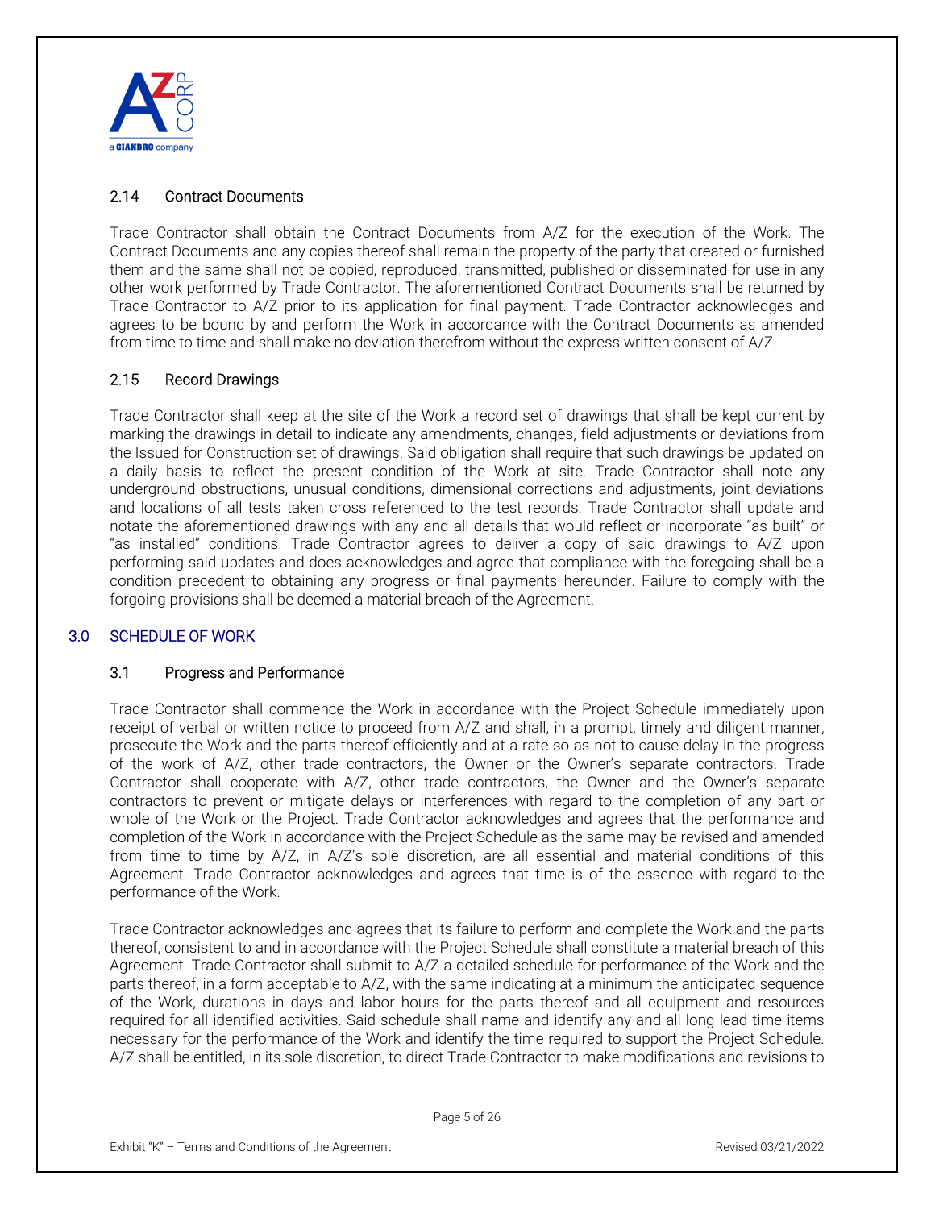### 2.14 Contract Documents

Trade Contractor shall obtain the Contract Documents from A/Z for the execution of the Work. The Contract Documents and any copies thereof shall remain the property of the party that created or furnished them and the same shall not be copied, reproduced, transmitted, published or disseminated for use in any other work performed by Trade Contractor. The aforementioned Contract Documents shall be returned by Trade Contractor to A/Z prior to its application for final payment. Trade Contractor acknowledges and agrees to be bound by and perform the Work in accordance with the Contract Documents as amended from time to time and shall make no deviation therefrom without the express written consent of A/Z.

### 2.15 Record Drawings

Trade Contractor shall keep at the site of the Work a record set of drawings that shall be kept current by marking the drawings in detail to indicate any amendments, changes, field adjustments or deviations from the Issued for Construction set of drawings. Said obligation shall require that such drawings be updated on a daily basis to reflect the present condition of the Work at site. Trade Contractor shall note any underground obstructions, unusual conditions, dimensional corrections and adjustments, joint deviations and locations of all tests taken cross referenced to the test records. Trade Contractor shall update and notate the aforementioned drawings with any and all details that would reflect or incorporate "as built" or "as installed" conditions. Trade Contractor agrees to deliver a copy of said drawings to A/Z upon performing said updates and does acknowledges and agree that compliance with the foregoing shall be a condition precedent to obtaining any progress or final payments hereunder. Failure to comply with the forgoing provisions shall be deemed a material breach of the Agreement.

## 3.0 SCHEDULE OF WORK

### 3.1 Progress and Performance

Trade Contractor shall commence the Work in accordance with the Project Schedule immediately upon receipt of verbal or written notice to proceed from A/Z and shall, in a prompt, timely and diligent manner, prosecute the Work and the parts thereof efficiently and at a rate so as not to cause delay in the progress of the work of A/Z, other trade contractors, the Owner or the Owner's separate contractors. Trade Contractor shall cooperate with A/Z, other trade contractors, the Owner and the Owner's separate contractors to prevent or mitigate delays or interferences with regard to the completion of any part or whole of the Work or the Project. Trade Contractor acknowledges and agrees that the performance and completion of the Work in accordance with the Project Schedule as the same may be revised and amended from time to time by A/Z, in A/Z's sole discretion, are all essential and material conditions of this Agreement. Trade Contractor acknowledges and agrees that time is of the essence with regard to the performance of the Work.

Trade Contractor acknowledges and agrees that its failure to perform and complete the Work and the parts thereof, consistent to and in accordance with the Project Schedule shall constitute a material breach of this Agreement. Trade Contractor shall submit to A/Z a detailed schedule for performance of the Work and the parts thereof, in a form acceptable to A/Z, with the same indicating at a minimum the anticipated sequence of the Work, durations in days and labor hours for the parts thereof and all equipment and resources required for all identified activities. Said schedule shall name and identify any and all long lead time items necessary for the performance of the Work and identify the time required to support the Project Schedule. A/Z shall be entitled, in its sole discretion, to direct Trade Contractor to make modifications and revisions to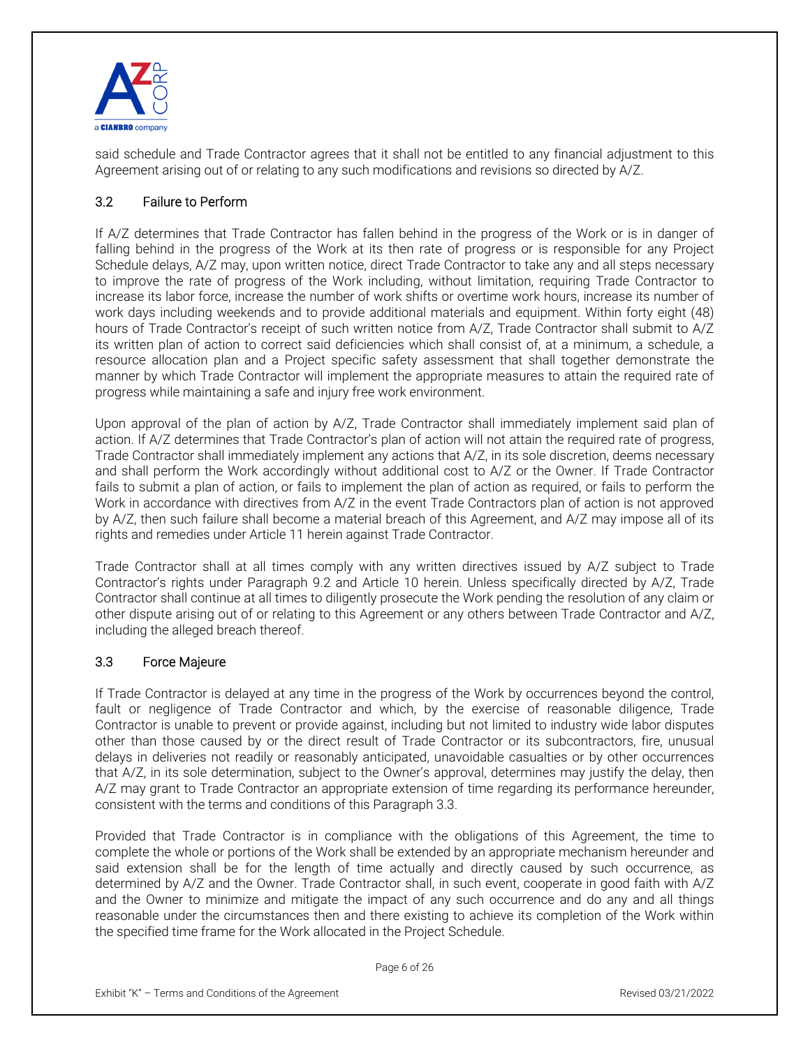said schedule and Trade Contractor agrees that it shall not be entitled to any financial adjustment to this Agreement arising out of or relating to any such modifications and revisions so directed by A/Z.

### 3.2 Failure to Perform

If A/Z determines that Trade Contractor has fallen behind in the progress of the Work or is in danger of falling behind in the progress of the Work at its then rate of progress or is responsible for any Project Schedule delays, A/Z may, upon written notice, direct Trade Contractor to take any and all steps necessary to improve the rate of progress of the Work including, without limitation, requiring Trade Contractor to increase its labor force, increase the number of work shifts or overtime work hours, increase its number of work days including weekends and to provide additional materials and equipment. Within forty eight (48) hours of Trade Contractor's receipt of such written notice from A/Z, Trade Contractor shall submit to A/Z its written plan of action to correct said deficiencies which shall consist of, at a minimum, a schedule, a resource allocation plan and a Project specific safety assessment that shall together demonstrate the manner by which Trade Contractor will implement the appropriate measures to attain the required rate of progress while maintaining a safe and injury free work environment.

Upon approval of the plan of action by A/Z, Trade Contractor shall immediately implement said plan of action. If A/Z determines that Trade Contractor's plan of action will not attain the required rate of progress, Trade Contractor shall immediately implement any actions that A/Z, in its sole discretion, deems necessary and shall perform the Work accordingly without additional cost to A/Z or the Owner. If Trade Contractor fails to submit a plan of action, or fails to implement the plan of action as required, or fails to perform the Work in accordance with directives from A/Z in the event Trade Contractors plan of action is not approved by A/Z, then such failure shall become a material breach of this Agreement, and A/Z may impose all of its rights and remedies under Article 11 herein against Trade Contractor.

Trade Contractor shall at all times comply with any written directives issued by A/Z subject to Trade Contractor's rights under Paragraph 9.2 and Article 10 herein. Unless specifically directed by A/Z, Trade Contractor shall continue at all times to diligently prosecute the Work pending the resolution of any claim or other dispute arising out of or relating to this Agreement or any others between Trade Contractor and A/Z, including the alleged breach thereof.

### 3.3 Force Majeure

If Trade Contractor is delayed at any time in the progress of the Work by occurrences beyond the control, fault or negligence of Trade Contractor and which, by the exercise of reasonable diligence, Trade Contractor is unable to prevent or provide against, including but not limited to industry wide labor disputes other than those caused by or the direct result of Trade Contractor or its subcontractors, fire, unusual delays in deliveries not readily or reasonably anticipated, unavoidable casualties or by other occurrences that A/Z, in its sole determination, subject to the Owner's approval, determines may justify the delay, then A/Z may grant to Trade Contractor an appropriate extension of time regarding its performance hereunder, consistent with the terms and conditions of this Paragraph 3.3.

Provided that Trade Contractor is in compliance with the obligations of this Agreement, the time to complete the whole or portions of the Work shall be extended by an appropriate mechanism hereunder and said extension shall be for the length of time actually and directly caused by such occurrence, as determined by A/Z and the Owner. Trade Contractor shall, in such event, cooperate in good faith with A/Z and the Owner to minimize and mitigate the impact of any such occurrence and do any and all things reasonable under the circumstances then and there existing to achieve its completion of the Work within the specified time frame for the Work allocated in the Project Schedule.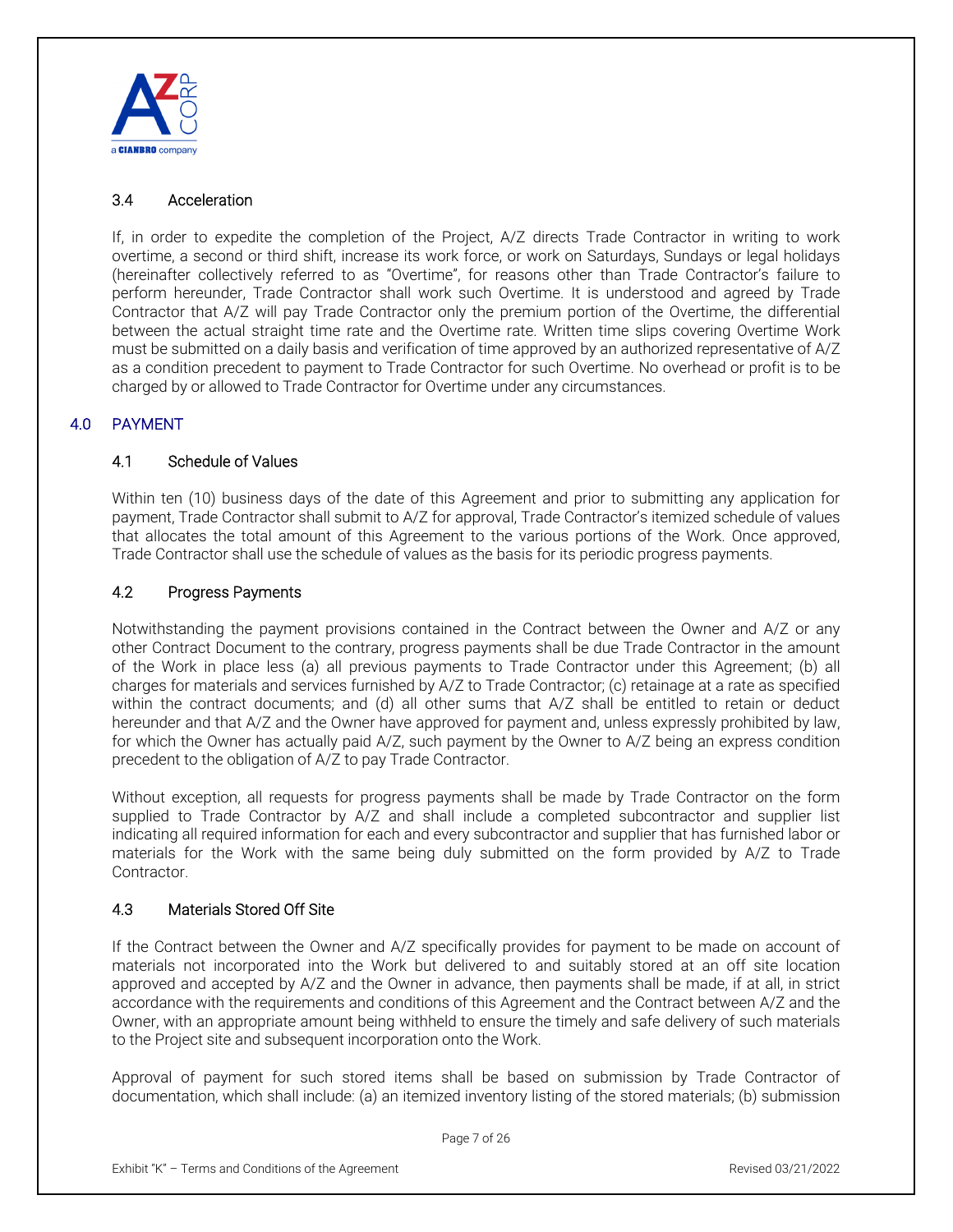### 3.4 Acceleration

If, in order to expedite the completion of the Project, A/Z directs Trade Contractor in writing to work overtime, a second or third shift, increase its work force, or work on Saturdays, Sundays or legal holidays (hereinafter collectively referred to as "Overtime", for reasons other than Trade Contractor's failure to perform hereunder, Trade Contractor shall work such Overtime. It is understood and agreed by Trade Contractor that A/Z will pay Trade Contractor only the premium portion of the Overtime, the differential between the actual straight time rate and the Overtime rate. Written time slips covering Overtime Work must be submitted on a daily basis and verification of time approved by an authorized representative of A/Z as a condition precedent to payment to Trade Contractor for such Overtime. No overhead or profit is to be charged by or allowed to Trade Contractor for Overtime under any circumstances.

## 4.0 PAYMENT

### 4.1 Schedule of Values

Within ten (10) business days of the date of this Agreement and prior to submitting any application for payment, Trade Contractor shall submit to A/Z for approval, Trade Contractor's itemized schedule of values that allocates the total amount of this Agreement to the various portions of the Work. Once approved, Trade Contractor shall use the schedule of values as the basis for its periodic progress payments.

### 4.2 Progress Payments

Notwithstanding the payment provisions contained in the Contract between the Owner and A/Z or any other Contract Document to the contrary, progress payments shall be due Trade Contractor in the amount of the Work in place less (a) all previous payments to Trade Contractor under this Agreement; (b) all charges for materials and services furnished by A/Z to Trade Contractor; (c) retainage at a rate as specified within the contract documents; and (d) all other sums that A/Z shall be entitled to retain or deduct hereunder and that A/Z and the Owner have approved for payment and, unless expressly prohibited by law, for which the Owner has actually paid A/Z, such payment by the Owner to A/Z being an express condition precedent to the obligation of A/Z to pay Trade Contractor.

Without exception, all requests for progress payments shall be made by Trade Contractor on the form supplied to Trade Contractor by A/Z and shall include a completed subcontractor and supplier list indicating all required information for each and every subcontractor and supplier that has furnished labor or materials for the Work with the same being duly submitted on the form provided by A/Z to Trade Contractor.

### 4.3 Materials Stored Off Site

If the Contract between the Owner and A/Z specifically provides for payment to be made on account of materials not incorporated into the Work but delivered to and suitably stored at an off site location approved and accepted by A/Z and the Owner in advance, then payments shall be made, if at all, in strict accordance with the requirements and conditions of this Agreement and the Contract between A/Z and the Owner, with an appropriate amount being withheld to ensure the timely and safe delivery of such materials to the Project site and subsequent incorporation onto the Work.

Approval of payment for such stored items shall be based on submission by Trade Contractor of documentation, which shall include: (a) an itemized inventory listing of the stored materials; (b) submission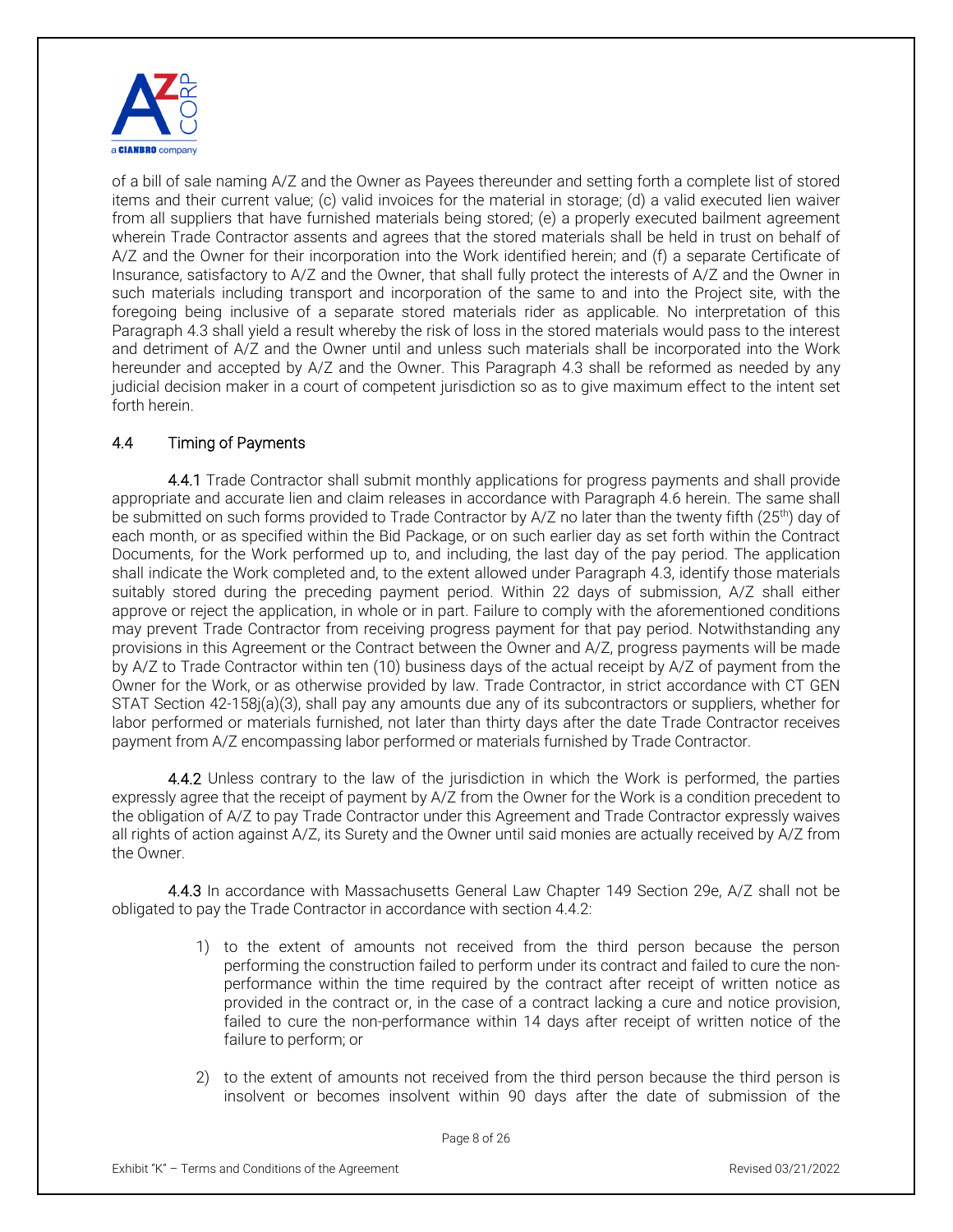of a bill of sale naming A/Z and the Owner as Payees thereunder and setting forth a complete list of stored items and their current value; (c) valid invoices for the material in storage; (d) a valid executed lien waiver from all suppliers that have furnished materials being stored; (e) a properly executed bailment agreement wherein Trade Contractor assents and agrees that the stored materials shall be held in trust on behalf of A/Z and the Owner for their incorporation into the Work identified herein; and (f) a separate Certificate of Insurance, satisfactory to A/Z and the Owner, that shall fully protect the interests of A/Z and the Owner in such materials including transport and incorporation of the same to and into the Project site, with the foregoing being inclusive of a separate stored materials rider as applicable. No interpretation of this Paragraph 4.3 shall yield a result whereby the risk of loss in the stored materials would pass to the interest and detriment of A/Z and the Owner until and unless such materials shall be incorporated into the Work hereunder and accepted by A/Z and the Owner. This Paragraph 4.3 shall be reformed as needed by any judicial decision maker in a court of competent jurisdiction so as to give maximum effect to the intent set forth herein.

### 4.4 Timing of Payments

**4.4.1** Trade Contractor shall submit monthly applications for progress payments and shall provide appropriate and accurate lien and claim releases in accordance with Paragraph 4.6 herein. The same shall be submitted on such forms provided to Trade Contractor by A/Z no later than the twenty fifth (25th) day of each month, or as specified within the Bid Package, or on such earlier day as set forth within the Contract Documents, for the Work performed up to, and including, the last day of the pay period. The application shall indicate the Work completed and, to the extent allowed under Paragraph 4.3, identify those materials suitably stored during the preceding payment period. Within 22 days of submission, A/Z shall either approve or reject the application, in whole or in part. Failure to comply with the aforementioned conditions may prevent Trade Contractor from receiving progress payment for that pay period. Notwithstanding any provisions in this Agreement or the Contract between the Owner and A/Z, progress payments will be made by A/Z to Trade Contractor within ten (10) business days of the actual receipt by A/Z of payment from the Owner for the Work, or as otherwise provided by law. Trade Contractor, in strict accordance with CT GEN STAT Section 42-158j(a)(3), shall pay any amounts due any of its subcontractors or suppliers, whether for labor performed or materials furnished, not later than thirty days after the date Trade Contractor receives payment from A/Z encompassing labor performed or materials furnished by Trade Contractor.

**4.4.2** Unless contrary to the law of the jurisdiction in which the Work is performed, the parties expressly agree that the receipt of payment by A/Z from the Owner for the Work is a condition precedent to the obligation of A/Z to pay Trade Contractor under this Agreement and Trade Contractor expressly waives all rights of action against A/Z, its Surety and the Owner until said monies are actually received by A/Z from the Owner.

**4.4.3** In accordance with Massachusetts General Law Chapter 149 Section 29e, A/Z shall not be obligated to pay the Trade Contractor in accordance with section 4.4.2:

1) to the extent of amounts not received from the third person because the person performing the construction failed to perform under its contract and failed to cure the non-performance within the time required by the contract after receipt of written notice as provided in the contract or, in the case of a contract lacking a cure and notice provision, failed to cure the non-performance within 14 days after receipt of written notice of the failure to perform; or

2) to the extent of amounts not received from the third person because the third person is insolvent or becomes insolvent within 90 days after the date of submission of the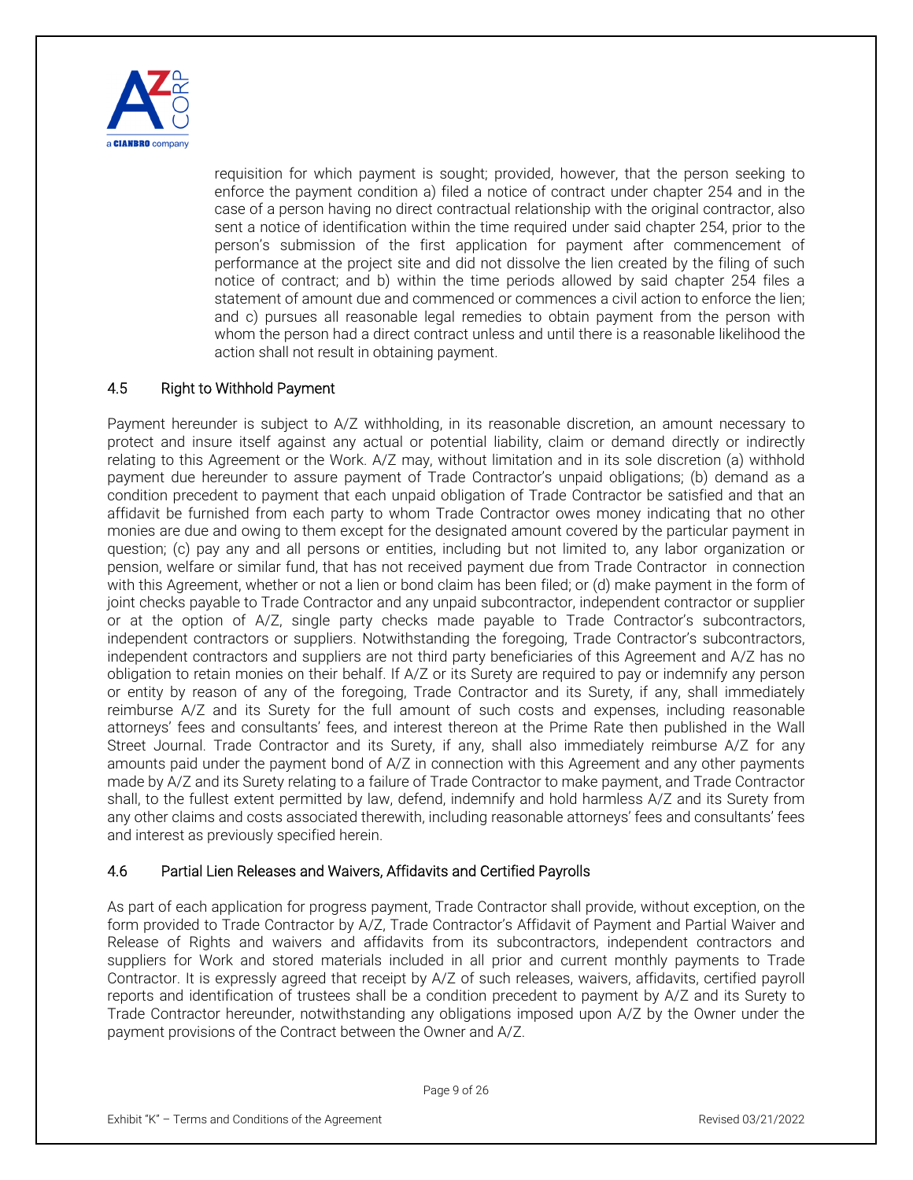requisition for which payment is sought; provided, however, that the person seeking to enforce the payment condition a) filed a notice of contract under chapter 254 and in the case of a person having no direct contractual relationship with the original contractor, also sent a notice of identification within the time required under said chapter 254, prior to the person's submission of the first application for payment after commencement of performance at the project site and did not dissolve the lien created by the filing of such notice of contract; and b) within the time periods allowed by said chapter 254 files a statement of amount due and commenced or commences a civil action to enforce the lien; and c) pursues all reasonable legal remedies to obtain payment from the person with whom the person had a direct contract unless and until there is a reasonable likelihood the action shall not result in obtaining payment.

### 4.5 Right to Withhold Payment

Payment hereunder is subject to A/Z withholding, in its reasonable discretion, an amount necessary to protect and insure itself against any actual or potential liability, claim or demand directly or indirectly relating to this Agreement or the Work. A/Z may, without limitation and in its sole discretion (a) withhold payment due hereunder to assure payment of Trade Contractor's unpaid obligations; (b) demand as a condition precedent to payment that each unpaid obligation of Trade Contractor be satisfied and that an affidavit be furnished from each party to whom Trade Contractor owes money indicating that no other monies are due and owing to them except for the designated amount covered by the particular payment in question; (c) pay any and all persons or entities, including but not limited to, any labor organization or pension, welfare or similar fund, that has not received payment due from Trade Contractor in connection with this Agreement, whether or not a lien or bond claim has been filed; or (d) make payment in the form of joint checks payable to Trade Contractor and any unpaid subcontractor, independent contractor or supplier or at the option of A/Z, single party checks made payable to Trade Contractor's subcontractors, independent contractors or suppliers. Notwithstanding the foregoing, Trade Contractor's subcontractors, independent contractors and suppliers are not third party beneficiaries of this Agreement and A/Z has no obligation to retain monies on their behalf. If A/Z or its Surety are required to pay or indemnify any person or entity by reason of any of the foregoing, Trade Contractor and its Surety, if any, shall immediately reimburse A/Z and its Surety for the full amount of such costs and expenses, including reasonable attorneys' fees and consultants' fees, and interest thereon at the Prime Rate then published in the Wall Street Journal. Trade Contractor and its Surety, if any, shall also immediately reimburse A/Z for any amounts paid under the payment bond of A/Z in connection with this Agreement and any other payments made by A/Z and its Surety relating to a failure of Trade Contractor to make payment, and Trade Contractor shall, to the fullest extent permitted by law, defend, indemnify and hold harmless A/Z and its Surety from any other claims and costs associated therewith, including reasonable attorneys' fees and consultants' fees and interest as previously specified herein.

### 4.6 Partial Lien Releases and Waivers, Affidavits and Certified Payrolls

As part of each application for progress payment, Trade Contractor shall provide, without exception, on the form provided to Trade Contractor by A/Z, Trade Contractor's Affidavit of Payment and Partial Waiver and Release of Rights and waivers and affidavits from its subcontractors, independent contractors and suppliers for Work and stored materials included in all prior and current monthly payments to Trade Contractor. It is expressly agreed that receipt by A/Z of such releases, waivers, affidavits, certified payroll reports and identification of trustees shall be a condition precedent to payment by A/Z and its Surety to Trade Contractor hereunder, notwithstanding any obligations imposed upon A/Z by the Owner under the payment provisions of the Contract between the Owner and A/Z.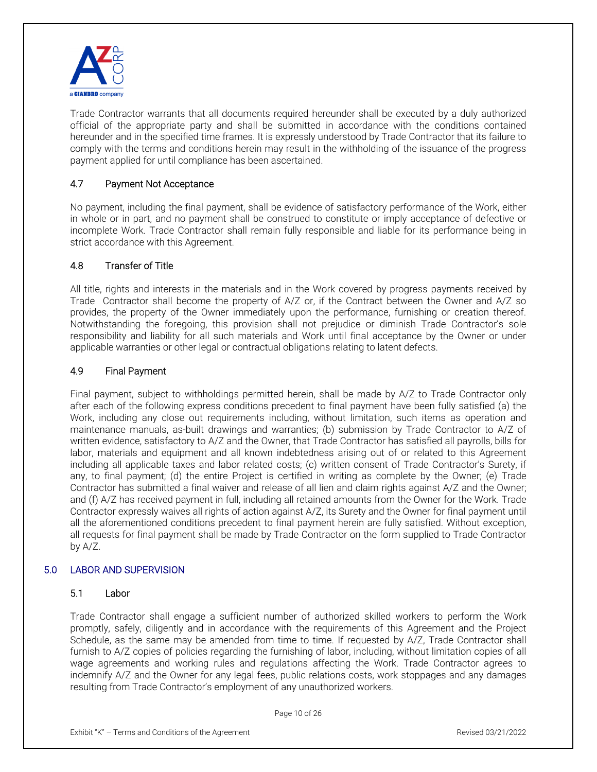Trade Contractor warrants that all documents required hereunder shall be executed by a duly authorized official of the appropriate party and shall be submitted in accordance with the conditions contained hereunder and in the specified time frames. It is expressly understood by Trade Contractor that its failure to comply with the terms and conditions herein may result in the withholding of the issuance of the progress payment applied for until compliance has been ascertained.

### 4.7 Payment Not Acceptance

No payment, including the final payment, shall be evidence of satisfactory performance of the Work, either in whole or in part, and no payment shall be construed to constitute or imply acceptance of defective or incomplete Work. Trade Contractor shall remain fully responsible and liable for its performance being in strict accordance with this Agreement.

### 4.8 Transfer of Title

All title, rights and interests in the materials and in the Work covered by progress payments received by Trade Contractor shall become the property of A/Z or, if the Contract between the Owner and A/Z so provides, the property of the Owner immediately upon the performance, furnishing or creation thereof. Notwithstanding the foregoing, this provision shall not prejudice or diminish Trade Contractor's sole responsibility and liability for all such materials and Work until final acceptance by the Owner or under applicable warranties or other legal or contractual obligations relating to latent defects.

### 4.9 Final Payment

Final payment, subject to withholdings permitted herein, shall be made by A/Z to Trade Contractor only after each of the following express conditions precedent to final payment have been fully satisfied (a) the Work, including any close out requirements including, without limitation, such items as operation and maintenance manuals, as-built drawings and warranties; (b) submission by Trade Contractor to A/Z of written evidence, satisfactory to A/Z and the Owner, that Trade Contractor has satisfied all payrolls, bills for labor, materials and equipment and all known indebtedness arising out of or related to this Agreement including all applicable taxes and labor related costs; (c) written consent of Trade Contractor's Surety, if any, to final payment; (d) the entire Project is certified in writing as complete by the Owner; (e) Trade Contractor has submitted a final waiver and release of all lien and claim rights against A/Z and the Owner; and (f) A/Z has received payment in full, including all retained amounts from the Owner for the Work. Trade Contractor expressly waives all rights of action against A/Z, its Surety and the Owner for final payment until all the aforementioned conditions precedent to final payment herein are fully satisfied. Without exception, all requests for final payment shall be made by Trade Contractor on the form supplied to Trade Contractor by A/Z.

## 5.0 LABOR AND SUPERVISION

### 5.1 Labor

Trade Contractor shall engage a sufficient number of authorized skilled workers to perform the Work promptly, safely, diligently and in accordance with the requirements of this Agreement and the Project Schedule, as the same may be amended from time to time. If requested by A/Z, Trade Contractor shall furnish to A/Z copies of policies regarding the furnishing of labor, including, without limitation copies of all wage agreements and working rules and regulations affecting the Work. Trade Contractor agrees to indemnify A/Z and the Owner for any legal fees, public relations costs, work stoppages and any damages resulting from Trade Contractor's employment of any unauthorized workers.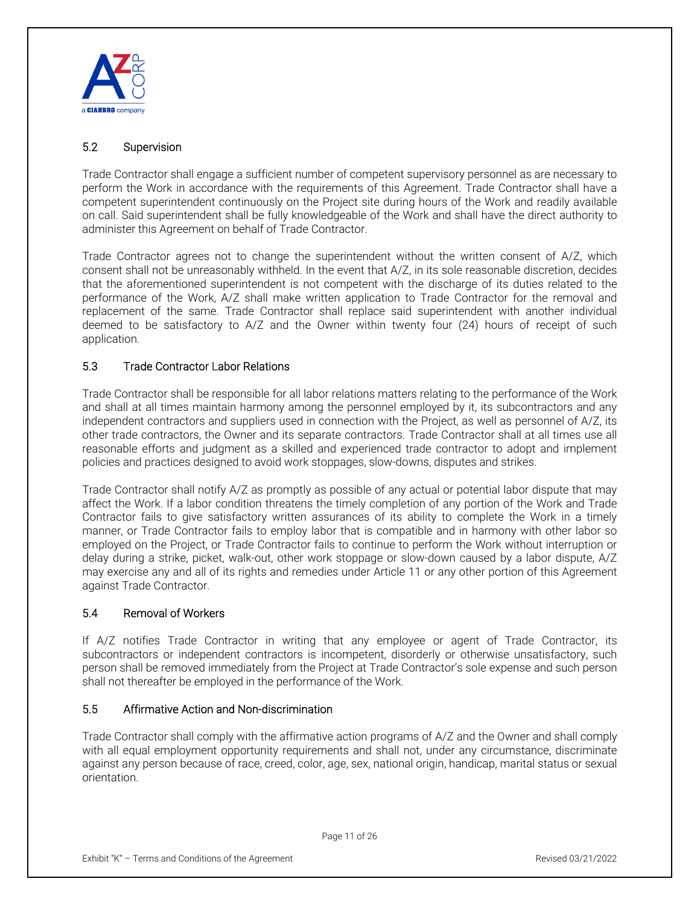### 5.2 Supervision

Trade Contractor shall engage a sufficient number of competent supervisory personnel as are necessary to perform the Work in accordance with the requirements of this Agreement. Trade Contractor shall have a competent superintendent continuously on the Project site during hours of the Work and readily available on call. Said superintendent shall be fully knowledgeable of the Work and shall have the direct authority to administer this Agreement on behalf of Trade Contractor.

Trade Contractor agrees not to change the superintendent without the written consent of A/Z, which consent shall not be unreasonably withheld. In the event that A/Z, in its sole reasonable discretion, decides that the aforementioned superintendent is not competent with the discharge of its duties related to the performance of the Work, A/Z shall make written application to Trade Contractor for the removal and replacement of the same. Trade Contractor shall replace said superintendent with another individual deemed to be satisfactory to A/Z and the Owner within twenty four (24) hours of receipt of such application.

### 5.3 Trade Contractor Labor Relations

Trade Contractor shall be responsible for all labor relations matters relating to the performance of the Work and shall at all times maintain harmony among the personnel employed by it, its subcontractors and any independent contractors and suppliers used in connection with the Project, as well as personnel of A/Z, its other trade contractors, the Owner and its separate contractors. Trade Contractor shall at all times use all reasonable efforts and judgment as a skilled and experienced trade contractor to adopt and implement policies and practices designed to avoid work stoppages, slow-downs, disputes and strikes.

Trade Contractor shall notify A/Z as promptly as possible of any actual or potential labor dispute that may affect the Work. If a labor condition threatens the timely completion of any portion of the Work and Trade Contractor fails to give satisfactory written assurances of its ability to complete the Work in a timely manner, or Trade Contractor fails to employ labor that is compatible and in harmony with other labor so employed on the Project, or Trade Contractor fails to continue to perform the Work without interruption or delay during a strike, picket, walk-out, other work stoppage or slow-down caused by a labor dispute, A/Z may exercise any and all of its rights and remedies under Article 11 or any other portion of this Agreement against Trade Contractor.

### 5.4 Removal of Workers

If A/Z notifies Trade Contractor in writing that any employee or agent of Trade Contractor, its subcontractors or independent contractors is incompetent, disorderly or otherwise unsatisfactory, such person shall be removed immediately from the Project at Trade Contractor's sole expense and such person shall not thereafter be employed in the performance of the Work.

### 5.5 Affirmative Action and Non-discrimination

Trade Contractor shall comply with the affirmative action programs of A/Z and the Owner and shall comply with all equal employment opportunity requirements and shall not, under any circumstance, discriminate against any person because of race, creed, color, age, sex, national origin, handicap, marital status or sexual orientation.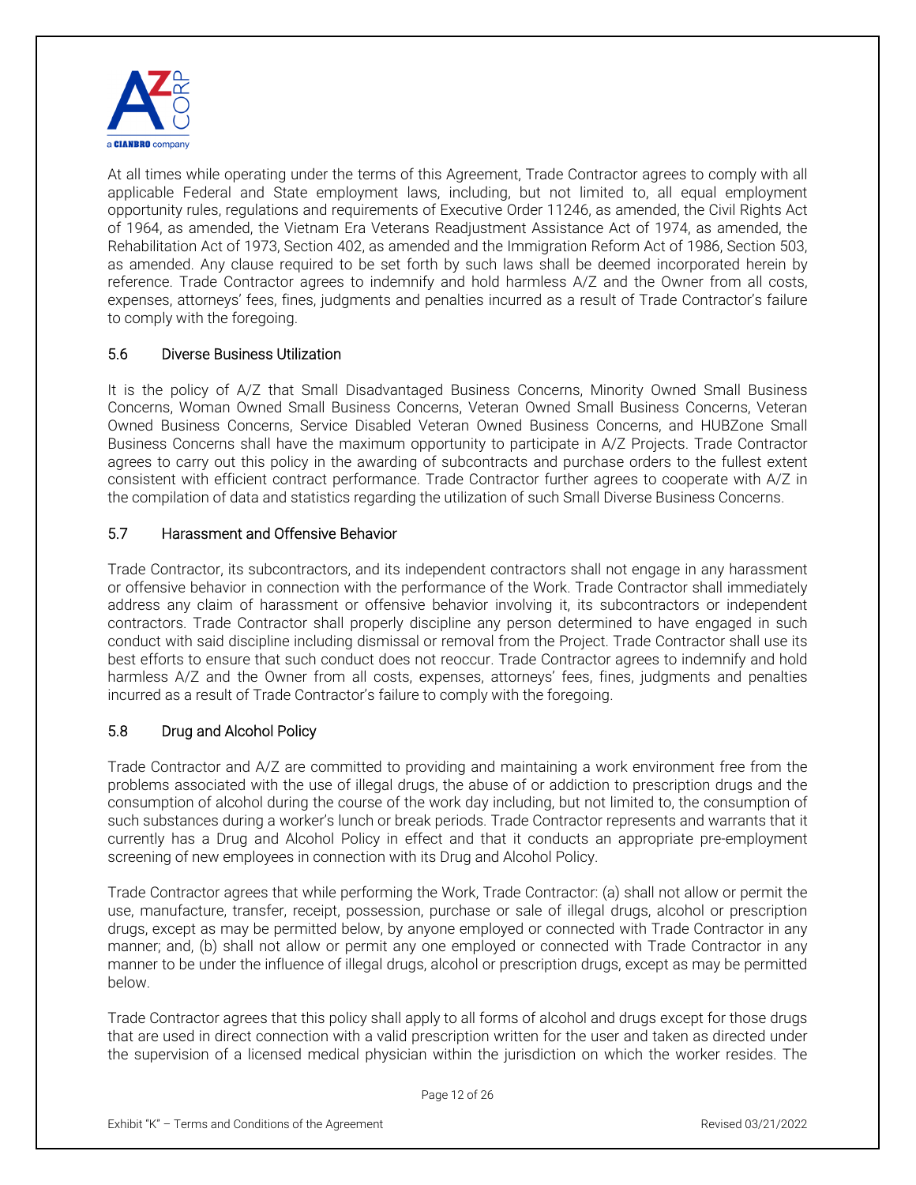At all times while operating under the terms of this Agreement, Trade Contractor agrees to comply with all applicable Federal and State employment laws, including, but not limited to, all equal employment opportunity rules, regulations and requirements of Executive Order 11246, as amended, the Civil Rights Act of 1964, as amended, the Vietnam Era Veterans Readjustment Assistance Act of 1974, as amended, the Rehabilitation Act of 1973, Section 402, as amended and the Immigration Reform Act of 1986, Section 503, as amended. Any clause required to be set forth by such laws shall be deemed incorporated herein by reference. Trade Contractor agrees to indemnify and hold harmless A/Z and the Owner from all costs, expenses, attorneys' fees, fines, judgments and penalties incurred as a result of Trade Contractor's failure to comply with the foregoing.

### 5.6 Diverse Business Utilization

It is the policy of A/Z that Small Disadvantaged Business Concerns, Minority Owned Small Business Concerns, Woman Owned Small Business Concerns, Veteran Owned Small Business Concerns, Veteran Owned Business Concerns, Service Disabled Veteran Owned Business Concerns, and HUBZone Small Business Concerns shall have the maximum opportunity to participate in A/Z Projects. Trade Contractor agrees to carry out this policy in the awarding of subcontracts and purchase orders to the fullest extent consistent with efficient contract performance. Trade Contractor further agrees to cooperate with A/Z in the compilation of data and statistics regarding the utilization of such Small Diverse Business Concerns.

### 5.7 Harassment and Offensive Behavior

Trade Contractor, its subcontractors, and its independent contractors shall not engage in any harassment or offensive behavior in connection with the performance of the Work. Trade Contractor shall immediately address any claim of harassment or offensive behavior involving it, its subcontractors or independent contractors. Trade Contractor shall properly discipline any person determined to have engaged in such conduct with said discipline including dismissal or removal from the Project. Trade Contractor shall use its best efforts to ensure that such conduct does not reoccur. Trade Contractor agrees to indemnify and hold harmless A/Z and the Owner from all costs, expenses, attorneys' fees, fines, judgments and penalties incurred as a result of Trade Contractor's failure to comply with the foregoing.

### 5.8 Drug and Alcohol Policy

Trade Contractor and A/Z are committed to providing and maintaining a work environment free from the problems associated with the use of illegal drugs, the abuse of or addiction to prescription drugs and the consumption of alcohol during the course of the work day including, but not limited to, the consumption of such substances during a worker's lunch or break periods. Trade Contractor represents and warrants that it currently has a Drug and Alcohol Policy in effect and that it conducts an appropriate pre-employment screening of new employees in connection with its Drug and Alcohol Policy.

Trade Contractor agrees that while performing the Work, Trade Contractor: (a) shall not allow or permit the use, manufacture, transfer, receipt, possession, purchase or sale of illegal drugs, alcohol or prescription drugs, except as may be permitted below, by anyone employed or connected with Trade Contractor in any manner; and, (b) shall not allow or permit any one employed or connected with Trade Contractor in any manner to be under the influence of illegal drugs, alcohol or prescription drugs, except as may be permitted below.

Trade Contractor agrees that this policy shall apply to all forms of alcohol and drugs except for those drugs that are used in direct connection with a valid prescription written for the user and taken as directed under the supervision of a licensed medical physician within the jurisdiction on which the worker resides. The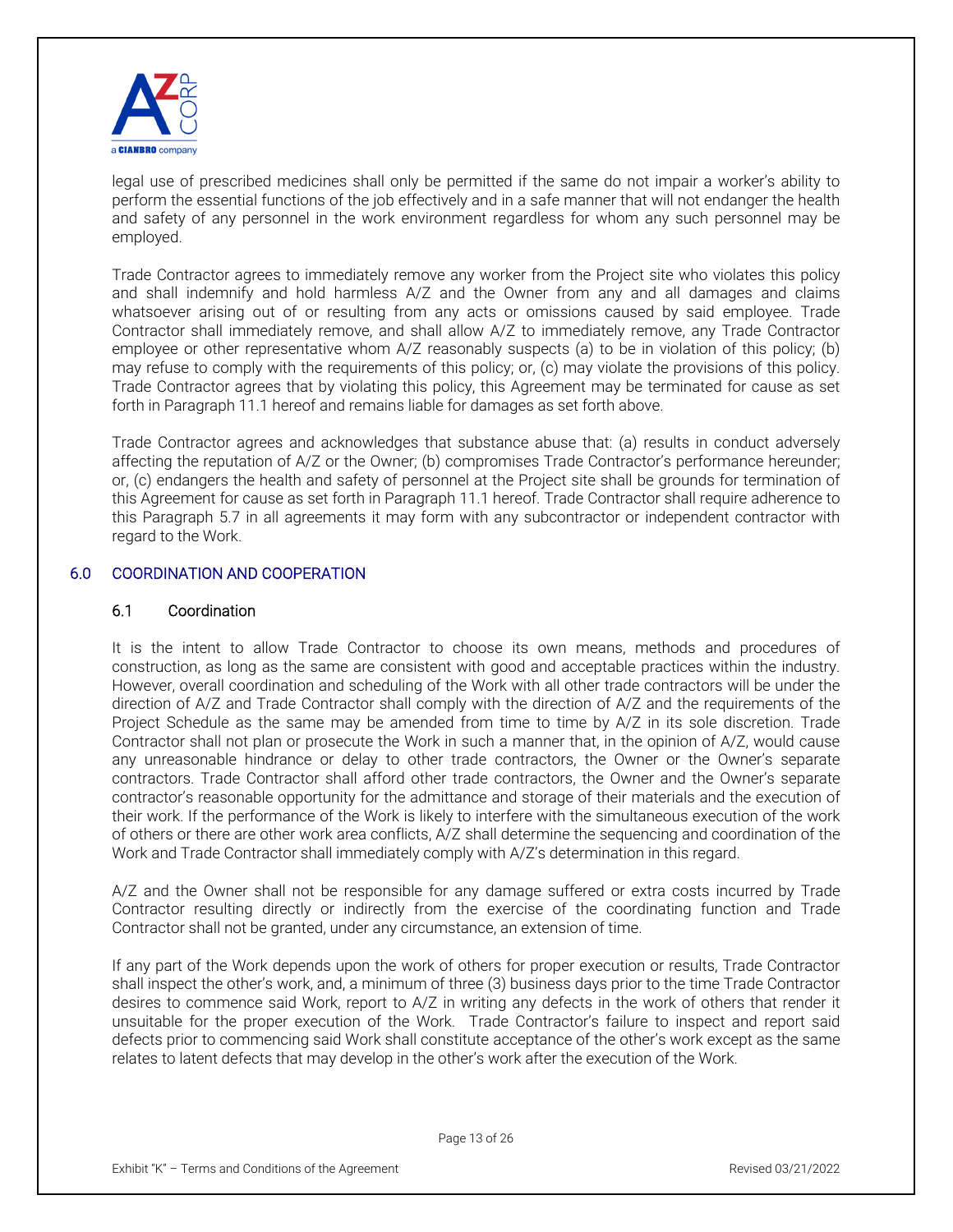legal use of prescribed medicines shall only be permitted if the same do not impair a worker's ability to perform the essential functions of the job effectively and in a safe manner that will not endanger the health and safety of any personnel in the work environment regardless for whom any such personnel may be employed.

Trade Contractor agrees to immediately remove any worker from the Project site who violates this policy and shall indemnify and hold harmless A/Z and the Owner from any and all damages and claims whatsoever arising out of or resulting from any acts or omissions caused by said employee. Trade Contractor shall immediately remove, and shall allow A/Z to immediately remove, any Trade Contractor employee or other representative whom A/Z reasonably suspects (a) to be in violation of this policy; (b) may refuse to comply with the requirements of this policy; or, (c) may violate the provisions of this policy. Trade Contractor agrees that by violating this policy, this Agreement may be terminated for cause as set forth in Paragraph 11.1 hereof and remains liable for damages as set forth above.

Trade Contractor agrees and acknowledges that substance abuse that: (a) results in conduct adversely affecting the reputation of A/Z or the Owner; (b) compromises Trade Contractor's performance hereunder; or, (c) endangers the health and safety of personnel at the Project site shall be grounds for termination of this Agreement for cause as set forth in Paragraph 11.1 hereof. Trade Contractor shall require adherence to this Paragraph 5.7 in all agreements it may form with any subcontractor or independent contractor with regard to the Work.

## 6.0 COORDINATION AND COOPERATION

### 6.1 Coordination

It is the intent to allow Trade Contractor to choose its own means, methods and procedures of construction, as long as the same are consistent with good and acceptable practices within the industry. However, overall coordination and scheduling of the Work with all other trade contractors will be under the direction of A/Z and Trade Contractor shall comply with the direction of A/Z and the requirements of the Project Schedule as the same may be amended from time to time by A/Z in its sole discretion. Trade Contractor shall not plan or prosecute the Work in such a manner that, in the opinion of A/Z, would cause any unreasonable hindrance or delay to other trade contractors, the Owner or the Owner's separate contractors. Trade Contractor shall afford other trade contractors, the Owner and the Owner's separate contractor's reasonable opportunity for the admittance and storage of their materials and the execution of their work. If the performance of the Work is likely to interfere with the simultaneous execution of the work of others or there are other work area conflicts, A/Z shall determine the sequencing and coordination of the Work and Trade Contractor shall immediately comply with A/Z's determination in this regard.

A/Z and the Owner shall not be responsible for any damage suffered or extra costs incurred by Trade Contractor resulting directly or indirectly from the exercise of the coordinating function and Trade Contractor shall not be granted, under any circumstance, an extension of time.

If any part of the Work depends upon the work of others for proper execution or results, Trade Contractor shall inspect the other's work, and, a minimum of three (3) business days prior to the time Trade Contractor desires to commence said Work, report to A/Z in writing any defects in the work of others that render it unsuitable for the proper execution of the Work. Trade Contractor's failure to inspect and report said defects prior to commencing said Work shall constitute acceptance of the other's work except as the same relates to latent defects that may develop in the other's work after the execution of the Work.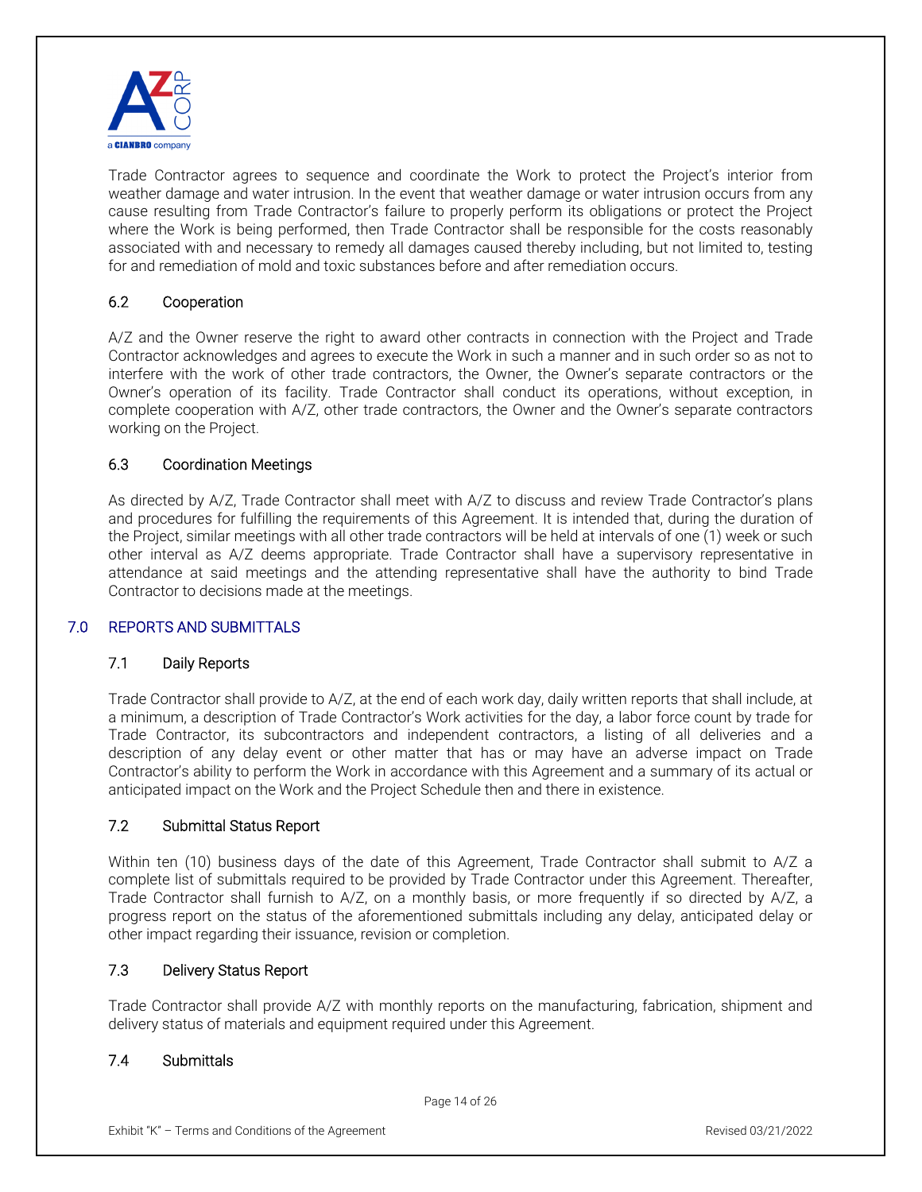Trade Contractor agrees to sequence and coordinate the Work to protect the Project's interior from weather damage and water intrusion. In the event that weather damage or water intrusion occurs from any cause resulting from Trade Contractor's failure to properly perform its obligations or protect the Project where the Work is being performed, then Trade Contractor shall be responsible for the costs reasonably associated with and necessary to remedy all damages caused thereby including, but not limited to, testing for and remediation of mold and toxic substances before and after remediation occurs.

### 6.2 Cooperation

A/Z and the Owner reserve the right to award other contracts in connection with the Project and Trade Contractor acknowledges and agrees to execute the Work in such a manner and in such order so as not to interfere with the work of other trade contractors, the Owner, the Owner's separate contractors or the Owner's operation of its facility. Trade Contractor shall conduct its operations, without exception, in complete cooperation with A/Z, other trade contractors, the Owner and the Owner's separate contractors working on the Project.

### 6.3 Coordination Meetings

As directed by A/Z, Trade Contractor shall meet with A/Z to discuss and review Trade Contractor's plans and procedures for fulfilling the requirements of this Agreement. It is intended that, during the duration of the Project, similar meetings with all other trade contractors will be held at intervals of one (1) week or such other interval as A/Z deems appropriate. Trade Contractor shall have a supervisory representative in attendance at said meetings and the attending representative shall have the authority to bind Trade Contractor to decisions made at the meetings.

## 7.0 REPORTS AND SUBMITTALS

### 7.1 Daily Reports

Trade Contractor shall provide to A/Z, at the end of each work day, daily written reports that shall include, at a minimum, a description of Trade Contractor's Work activities for the day, a labor force count by trade for Trade Contractor, its subcontractors and independent contractors, a listing of all deliveries and a description of any delay event or other matter that has or may have an adverse impact on Trade Contractor's ability to perform the Work in accordance with this Agreement and a summary of its actual or anticipated impact on the Work and the Project Schedule then and there in existence.

### 7.2 Submittal Status Report

Within ten (10) business days of the date of this Agreement, Trade Contractor shall submit to A/Z a complete list of submittals required to be provided by Trade Contractor under this Agreement. Thereafter, Trade Contractor shall furnish to A/Z, on a monthly basis, or more frequently if so directed by A/Z, a progress report on the status of the aforementioned submittals including any delay, anticipated delay or other impact regarding their issuance, revision or completion.

### 7.3 Delivery Status Report

Trade Contractor shall provide A/Z with monthly reports on the manufacturing, fabrication, shipment and delivery status of materials and equipment required under this Agreement.

### 7.4 Submittals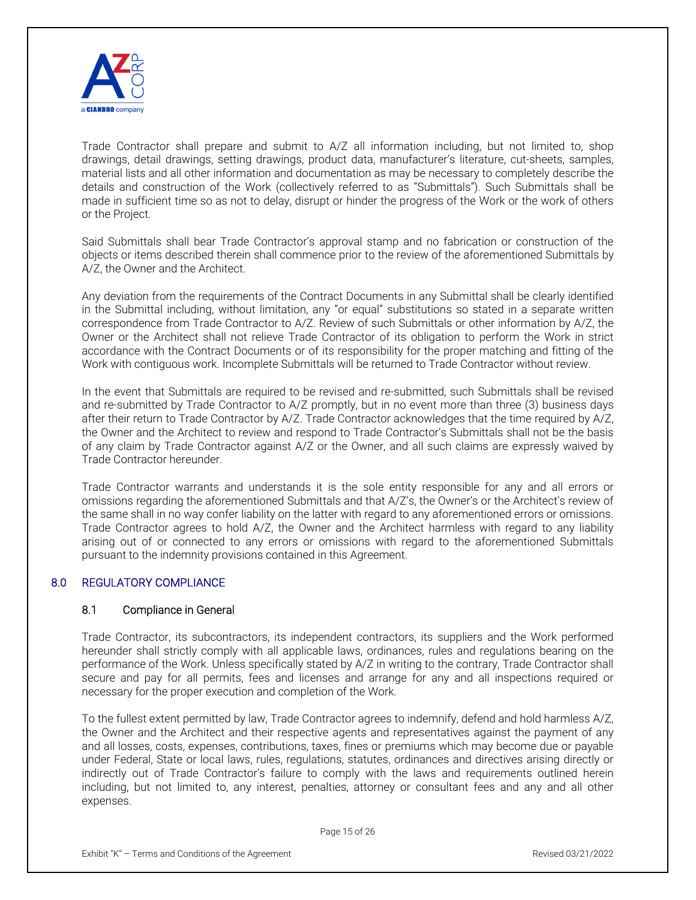Trade Contractor shall prepare and submit to A/Z all information including, but not limited to, shop drawings, detail drawings, setting drawings, product data, manufacturer's literature, cut-sheets, samples, material lists and all other information and documentation as may be necessary to completely describe the details and construction of the Work (collectively referred to as "Submittals"). Such Submittals shall be made in sufficient time so as not to delay, disrupt or hinder the progress of the Work or the work of others or the Project.

Said Submittals shall bear Trade Contractor's approval stamp and no fabrication or construction of the objects or items described therein shall commence prior to the review of the aforementioned Submittals by A/Z, the Owner and the Architect.

Any deviation from the requirements of the Contract Documents in any Submittal shall be clearly identified in the Submittal including, without limitation, any "or equal" substitutions so stated in a separate written correspondence from Trade Contractor to A/Z. Review of such Submittals or other information by A/Z, the Owner or the Architect shall not relieve Trade Contractor of its obligation to perform the Work in strict accordance with the Contract Documents or of its responsibility for the proper matching and fitting of the Work with contiguous work. Incomplete Submittals will be returned to Trade Contractor without review.

In the event that Submittals are required to be revised and re-submitted, such Submittals shall be revised and re-submitted by Trade Contractor to A/Z promptly, but in no event more than three (3) business days after their return to Trade Contractor by A/Z. Trade Contractor acknowledges that the time required by A/Z, the Owner and the Architect to review and respond to Trade Contractor's Submittals shall not be the basis of any claim by Trade Contractor against A/Z or the Owner, and all such claims are expressly waived by Trade Contractor hereunder.

Trade Contractor warrants and understands it is the sole entity responsible for any and all errors or omissions regarding the aforementioned Submittals and that A/Z's, the Owner's or the Architect's review of the same shall in no way confer liability on the latter with regard to any aforementioned errors or omissions. Trade Contractor agrees to hold A/Z, the Owner and the Architect harmless with regard to any liability arising out of or connected to any errors or omissions with regard to the aforementioned Submittals pursuant to the indemnity provisions contained in this Agreement.

## 8.0 REGULATORY COMPLIANCE

### 8.1 Compliance in General

Trade Contractor, its subcontractors, its independent contractors, its suppliers and the Work performed hereunder shall strictly comply with all applicable laws, ordinances, rules and regulations bearing on the performance of the Work. Unless specifically stated by A/Z in writing to the contrary, Trade Contractor shall secure and pay for all permits, fees and licenses and arrange for any and all inspections required or necessary for the proper execution and completion of the Work.

To the fullest extent permitted by law, Trade Contractor agrees to indemnify, defend and hold harmless A/Z, the Owner and the Architect and their respective agents and representatives against the payment of any and all losses, costs, expenses, contributions, taxes, fines or premiums which may become due or payable under Federal, State or local laws, rules, regulations, statutes, ordinances and directives arising directly or indirectly out of Trade Contractor's failure to comply with the laws and requirements outlined herein including, but not limited to, any interest, penalties, attorney or consultant fees and any and all other expenses.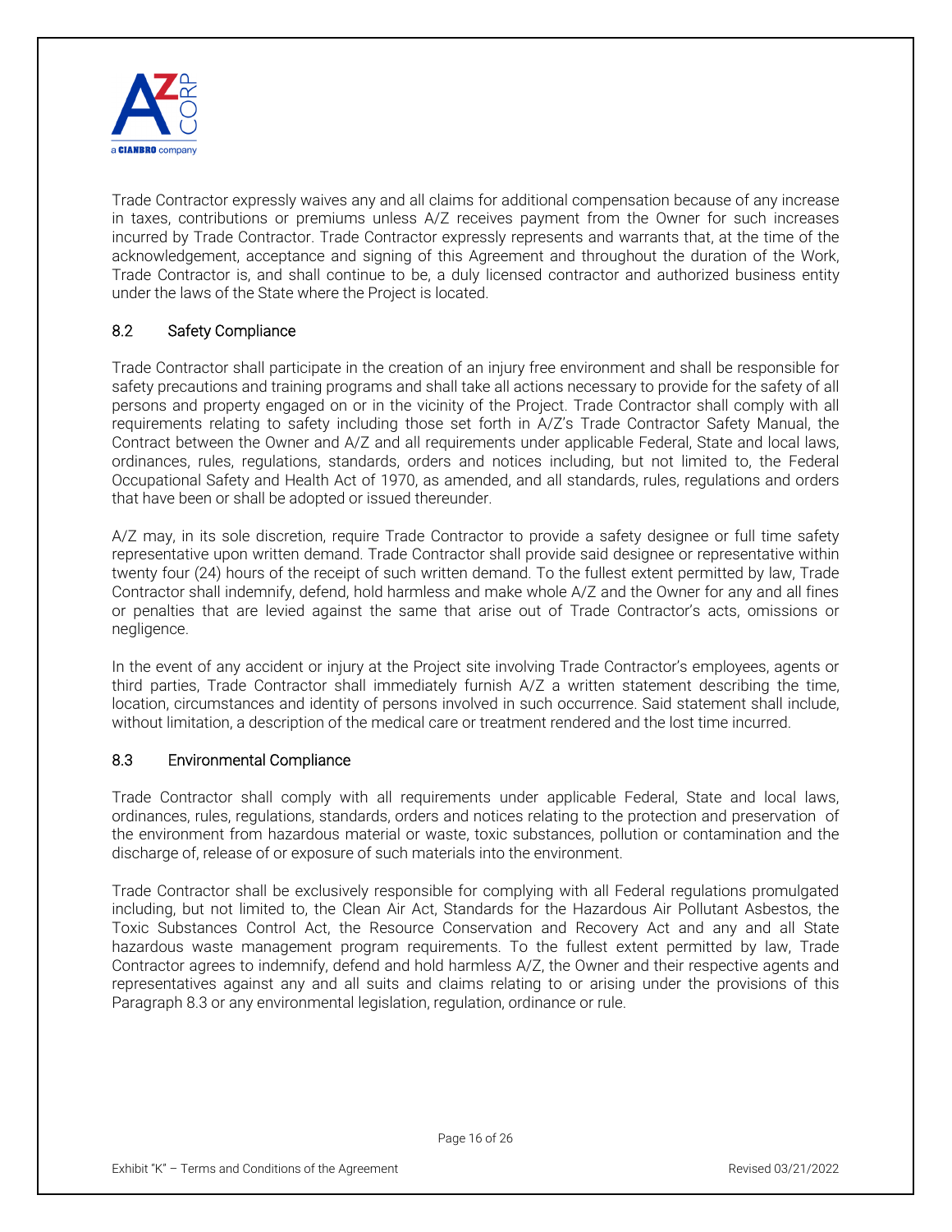Trade Contractor expressly waives any and all claims for additional compensation because of any increase in taxes, contributions or premiums unless A/Z receives payment from the Owner for such increases incurred by Trade Contractor. Trade Contractor expressly represents and warrants that, at the time of the acknowledgement, acceptance and signing of this Agreement and throughout the duration of the Work, Trade Contractor is, and shall continue to be, a duly licensed contractor and authorized business entity under the laws of the State where the Project is located.

### 8.2 Safety Compliance

Trade Contractor shall participate in the creation of an injury free environment and shall be responsible for safety precautions and training programs and shall take all actions necessary to provide for the safety of all persons and property engaged on or in the vicinity of the Project. Trade Contractor shall comply with all requirements relating to safety including those set forth in A/Z's Trade Contractor Safety Manual, the Contract between the Owner and A/Z and all requirements under applicable Federal, State and local laws, ordinances, rules, regulations, standards, orders and notices including, but not limited to, the Federal Occupational Safety and Health Act of 1970, as amended, and all standards, rules, regulations and orders that have been or shall be adopted or issued thereunder.

A/Z may, in its sole discretion, require Trade Contractor to provide a safety designee or full time safety representative upon written demand. Trade Contractor shall provide said designee or representative within twenty four (24) hours of the receipt of such written demand. To the fullest extent permitted by law, Trade Contractor shall indemnify, defend, hold harmless and make whole A/Z and the Owner for any and all fines or penalties that are levied against the same that arise out of Trade Contractor's acts, omissions or negligence.

In the event of any accident or injury at the Project site involving Trade Contractor's employees, agents or third parties, Trade Contractor shall immediately furnish A/Z a written statement describing the time, location, circumstances and identity of persons involved in such occurrence. Said statement shall include, without limitation, a description of the medical care or treatment rendered and the lost time incurred.

### 8.3 Environmental Compliance

Trade Contractor shall comply with all requirements under applicable Federal, State and local laws, ordinances, rules, regulations, standards, orders and notices relating to the protection and preservation of the environment from hazardous material or waste, toxic substances, pollution or contamination and the discharge of, release of or exposure of such materials into the environment.

Trade Contractor shall be exclusively responsible for complying with all Federal regulations promulgated including, but not limited to, the Clean Air Act, Standards for the Hazardous Air Pollutant Asbestos, the Toxic Substances Control Act, the Resource Conservation and Recovery Act and any and all State hazardous waste management program requirements. To the fullest extent permitted by law, Trade Contractor agrees to indemnify, defend and hold harmless A/Z, the Owner and their respective agents and representatives against any and all suits and claims relating to or arising under the provisions of this Paragraph 8.3 or any environmental legislation, regulation, ordinance or rule.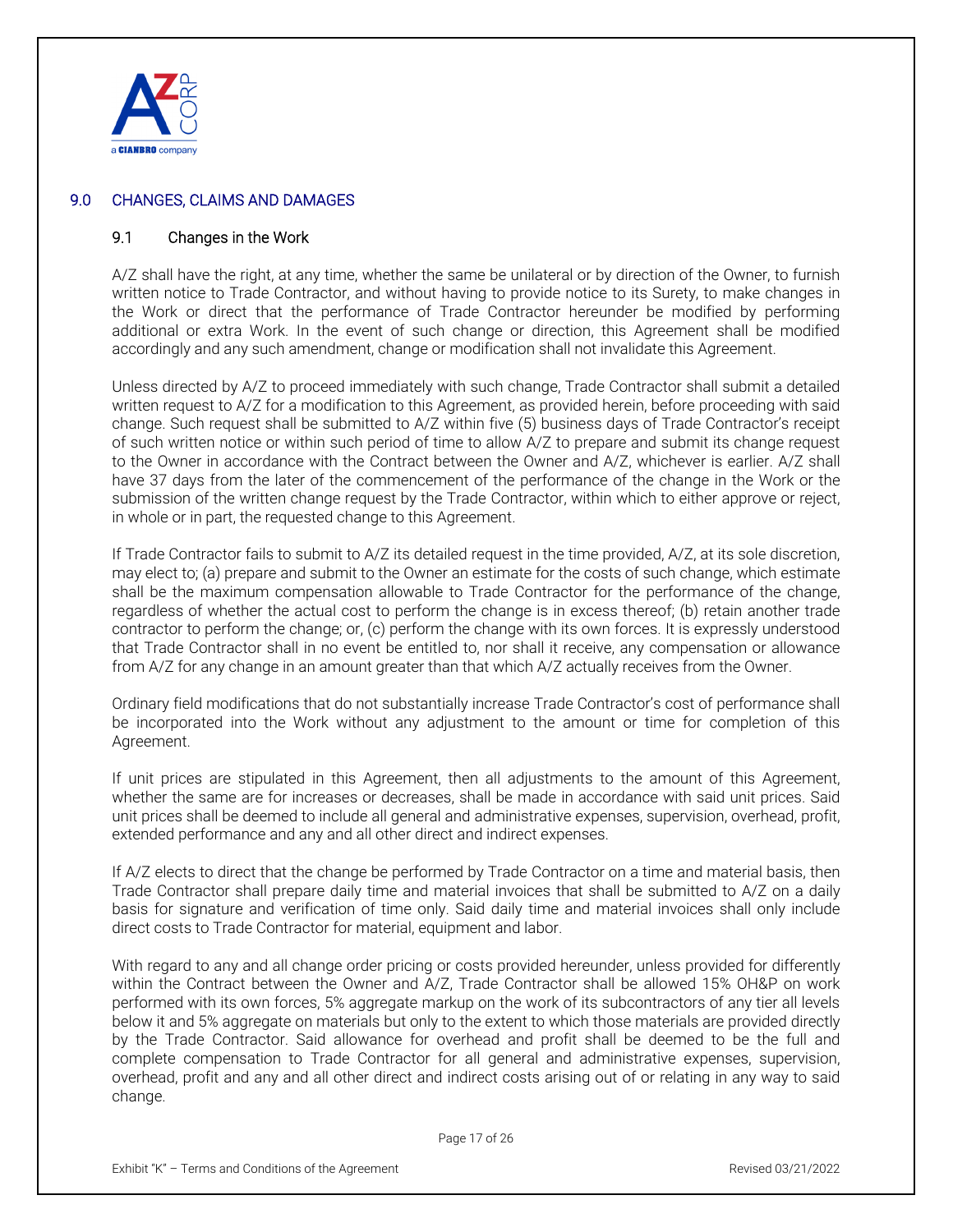## 9.0 CHANGES, CLAIMS AND DAMAGES

### 9.1 Changes in the Work

A/Z shall have the right, at any time, whether the same be unilateral or by direction of the Owner, to furnish written notice to Trade Contractor, and without having to provide notice to its Surety, to make changes in the Work or direct that the performance of Trade Contractor hereunder be modified by performing additional or extra Work. In the event of such change or direction, this Agreement shall be modified accordingly and any such amendment, change or modification shall not invalidate this Agreement.

Unless directed by A/Z to proceed immediately with such change, Trade Contractor shall submit a detailed written request to A/Z for a modification to this Agreement, as provided herein, before proceeding with said change. Such request shall be submitted to A/Z within five (5) business days of Trade Contractor's receipt of such written notice or within such period of time to allow A/Z to prepare and submit its change request to the Owner in accordance with the Contract between the Owner and A/Z, whichever is earlier. A/Z shall have 37 days from the later of the commencement of the performance of the change in the Work or the submission of the written change request by the Trade Contractor, within which to either approve or reject, in whole or in part, the requested change to this Agreement.

If Trade Contractor fails to submit to A/Z its detailed request in the time provided, A/Z, at its sole discretion, may elect to; (a) prepare and submit to the Owner an estimate for the costs of such change, which estimate shall be the maximum compensation allowable to Trade Contractor for the performance of the change, regardless of whether the actual cost to perform the change is in excess thereof; (b) retain another trade contractor to perform the change; or, (c) perform the change with its own forces. It is expressly understood that Trade Contractor shall in no event be entitled to, nor shall it receive, any compensation or allowance from A/Z for any change in an amount greater than that which A/Z actually receives from the Owner.

Ordinary field modifications that do not substantially increase Trade Contractor's cost of performance shall be incorporated into the Work without any adjustment to the amount or time for completion of this Agreement.

If unit prices are stipulated in this Agreement, then all adjustments to the amount of this Agreement, whether the same are for increases or decreases, shall be made in accordance with said unit prices. Said unit prices shall be deemed to include all general and administrative expenses, supervision, overhead, profit, extended performance and any and all other direct and indirect expenses.

If A/Z elects to direct that the change be performed by Trade Contractor on a time and material basis, then Trade Contractor shall prepare daily time and material invoices that shall be submitted to A/Z on a daily basis for signature and verification of time only. Said daily time and material invoices shall only include direct costs to Trade Contractor for material, equipment and labor.

With regard to any and all change order pricing or costs provided hereunder, unless provided for differently within the Contract between the Owner and A/Z, Trade Contractor shall be allowed 15% OH&P on work performed with its own forces, 5% aggregate markup on the work of its subcontractors of any tier all levels below it and 5% aggregate on materials but only to the extent to which those materials are provided directly by the Trade Contractor. Said allowance for overhead and profit shall be deemed to be the full and complete compensation to Trade Contractor for all general and administrative expenses, supervision, overhead, profit and any and all other direct and indirect costs arising out of or relating in any way to said change.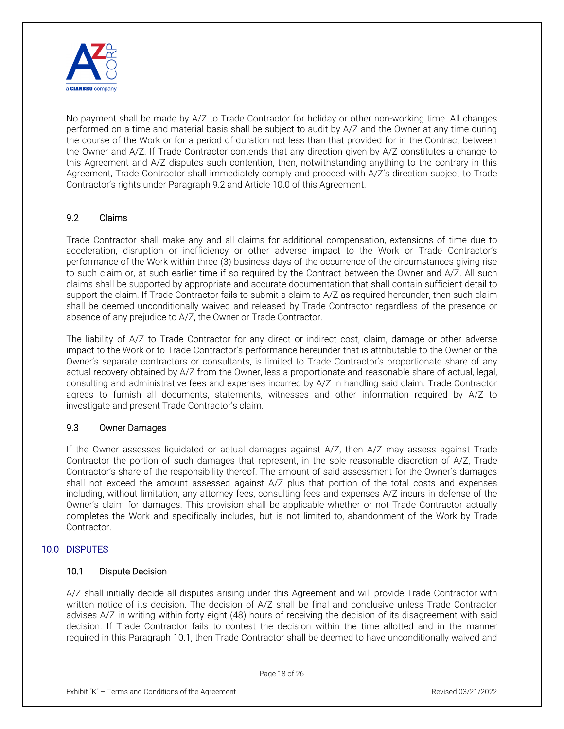No payment shall be made by A/Z to Trade Contractor for holiday or other non-working time. All changes performed on a time and material basis shall be subject to audit by A/Z and the Owner at any time during the course of the Work or for a period of duration not less than that provided for in the Contract between the Owner and A/Z. If Trade Contractor contends that any direction given by A/Z constitutes a change to this Agreement and A/Z disputes such contention, then, notwithstanding anything to the contrary in this Agreement, Trade Contractor shall immediately comply and proceed with A/Z's direction subject to Trade Contractor's rights under Paragraph 9.2 and Article 10.0 of this Agreement.

### 9.2 Claims

Trade Contractor shall make any and all claims for additional compensation, extensions of time due to acceleration, disruption or inefficiency or other adverse impact to the Work or Trade Contractor's performance of the Work within three (3) business days of the occurrence of the circumstances giving rise to such claim or, at such earlier time if so required by the Contract between the Owner and A/Z. All such claims shall be supported by appropriate and accurate documentation that shall contain sufficient detail to support the claim. If Trade Contractor fails to submit a claim to A/Z as required hereunder, then such claim shall be deemed unconditionally waived and released by Trade Contractor regardless of the presence or absence of any prejudice to A/Z, the Owner or Trade Contractor.

The liability of A/Z to Trade Contractor for any direct or indirect cost, claim, damage or other adverse impact to the Work or to Trade Contractor's performance hereunder that is attributable to the Owner or the Owner's separate contractors or consultants, is limited to Trade Contractor's proportionate share of any actual recovery obtained by A/Z from the Owner, less a proportionate and reasonable share of actual, legal, consulting and administrative fees and expenses incurred by A/Z in handling said claim. Trade Contractor agrees to furnish all documents, statements, witnesses and other information required by A/Z to investigate and present Trade Contractor's claim.

### 9.3 Owner Damages

If the Owner assesses liquidated or actual damages against A/Z, then A/Z may assess against Trade Contractor the portion of such damages that represent, in the sole reasonable discretion of A/Z, Trade Contractor's share of the responsibility thereof. The amount of said assessment for the Owner's damages shall not exceed the amount assessed against A/Z plus that portion of the total costs and expenses including, without limitation, any attorney fees, consulting fees and expenses A/Z incurs in defense of the Owner's claim for damages. This provision shall be applicable whether or not Trade Contractor actually completes the Work and specifically includes, but is not limited to, abandonment of the Work by Trade Contractor.

## 10.0 DISPUTES

### 10.1 Dispute Decision

A/Z shall initially decide all disputes arising under this Agreement and will provide Trade Contractor with written notice of its decision. The decision of A/Z shall be final and conclusive unless Trade Contractor advises A/Z in writing within forty eight (48) hours of receiving the decision of its disagreement with said decision. If Trade Contractor fails to contest the decision within the time allotted and in the manner required in this Paragraph 10.1, then Trade Contractor shall be deemed to have unconditionally waived and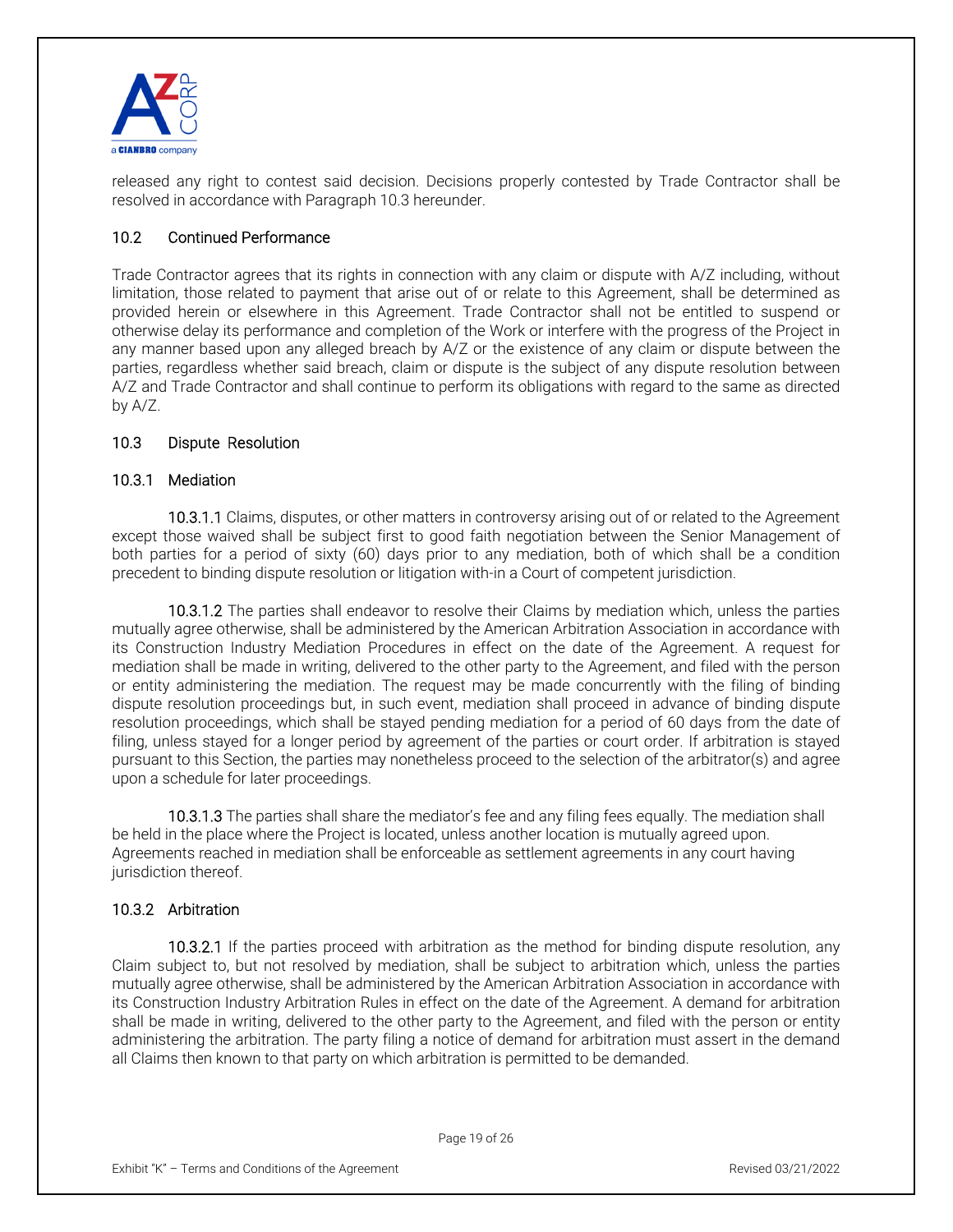released any right to contest said decision. Decisions properly contested by Trade Contractor shall be resolved in accordance with Paragraph 10.3 hereunder.

### 10.2 Continued Performance

Trade Contractor agrees that its rights in connection with any claim or dispute with A/Z including, without limitation, those related to payment that arise out of or relate to this Agreement, shall be determined as provided herein or elsewhere in this Agreement. Trade Contractor shall not be entitled to suspend or otherwise delay its performance and completion of the Work or interfere with the progress of the Project in any manner based upon any alleged breach by A/Z or the existence of any claim or dispute between the parties, regardless whether said breach, claim or dispute is the subject of any dispute resolution between A/Z and Trade Contractor and shall continue to perform its obligations with regard to the same as directed by A/Z.

### 10.3 Dispute Resolution

#### 10.3.1 Mediation

**10.3.1.1** Claims, disputes, or other matters in controversy arising out of or related to the Agreement except those waived shall be subject first to good faith negotiation between the Senior Management of both parties for a period of sixty (60) days prior to any mediation, both of which shall be a condition precedent to binding dispute resolution or litigation with-in a Court of competent jurisdiction.

**10.3.1.2** The parties shall endeavor to resolve their Claims by mediation which, unless the parties mutually agree otherwise, shall be administered by the American Arbitration Association in accordance with its Construction Industry Mediation Procedures in effect on the date of the Agreement. A request for mediation shall be made in writing, delivered to the other party to the Agreement, and filed with the person or entity administering the mediation. The request may be made concurrently with the filing of binding dispute resolution proceedings but, in such event, mediation shall proceed in advance of binding dispute resolution proceedings, which shall be stayed pending mediation for a period of 60 days from the date of filing, unless stayed for a longer period by agreement of the parties or court order. If arbitration is stayed pursuant to this Section, the parties may nonetheless proceed to the selection of the arbitrator(s) and agree upon a schedule for later proceedings.

**10.3.1.3** The parties shall share the mediator's fee and any filing fees equally. The mediation shall be held in the place where the Project is located, unless another location is mutually agreed upon. Agreements reached in mediation shall be enforceable as settlement agreements in any court having jurisdiction thereof.

#### 10.3.2 Arbitration

**10.3.2.1** If the parties proceed with arbitration as the method for binding dispute resolution, any Claim subject to, but not resolved by mediation, shall be subject to arbitration which, unless the parties mutually agree otherwise, shall be administered by the American Arbitration Association in accordance with its Construction Industry Arbitration Rules in effect on the date of the Agreement. A demand for arbitration shall be made in writing, delivered to the other party to the Agreement, and filed with the person or entity administering the arbitration. The party filing a notice of demand for arbitration must assert in the demand all Claims then known to that party on which arbitration is permitted to be demanded.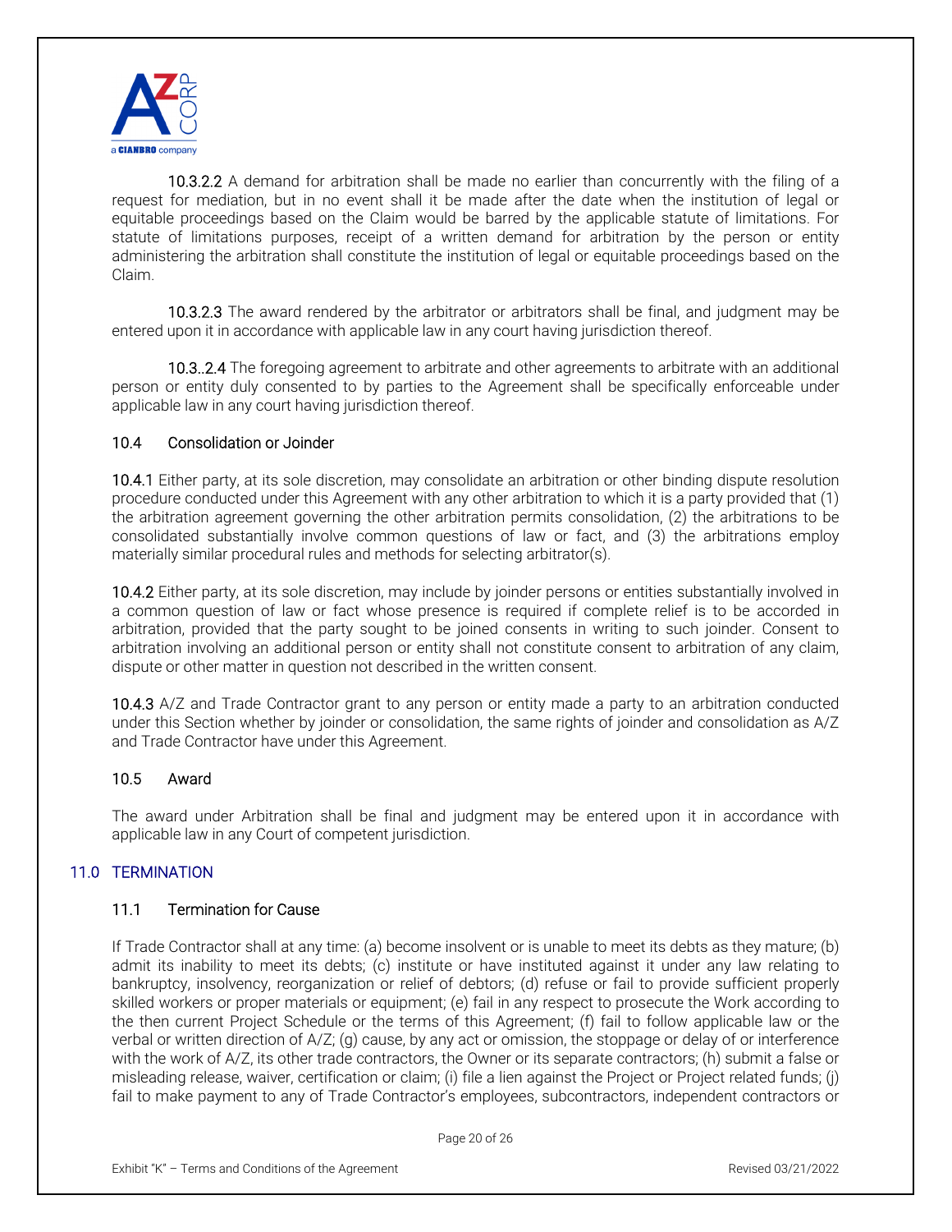**10.3.2.2** A demand for arbitration shall be made no earlier than concurrently with the filing of a request for mediation, but in no event shall it be made after the date when the institution of legal or equitable proceedings based on the Claim would be barred by the applicable statute of limitations. For statute of limitations purposes, receipt of a written demand for arbitration by the person or entity administering the arbitration shall constitute the institution of legal or equitable proceedings based on the Claim.

**10.3.2.3** The award rendered by the arbitrator or arbitrators shall be final, and judgment may be entered upon it in accordance with applicable law in any court having jurisdiction thereof.

**10.3..2.4** The foregoing agreement to arbitrate and other agreements to arbitrate with an additional person or entity duly consented to by parties to the Agreement shall be specifically enforceable under applicable law in any court having jurisdiction thereof.

### 10.4 Consolidation or Joinder

**10.4.1** Either party, at its sole discretion, may consolidate an arbitration or other binding dispute resolution procedure conducted under this Agreement with any other arbitration to which it is a party provided that (1) the arbitration agreement governing the other arbitration permits consolidation, (2) the arbitrations to be consolidated substantially involve common questions of law or fact, and (3) the arbitrations employ materially similar procedural rules and methods for selecting arbitrator(s).

**10.4.2** Either party, at its sole discretion, may include by joinder persons or entities substantially involved in a common question of law or fact whose presence is required if complete relief is to be accorded in arbitration, provided that the party sought to be joined consents in writing to such joinder. Consent to arbitration involving an additional person or entity shall not constitute consent to arbitration of any claim, dispute or other matter in question not described in the written consent.

**10.4.3** A/Z and Trade Contractor grant to any person or entity made a party to an arbitration conducted under this Section whether by joinder or consolidation, the same rights of joinder and consolidation as A/Z and Trade Contractor have under this Agreement.

### 10.5 Award

The award under Arbitration shall be final and judgment may be entered upon it in accordance with applicable law in any Court of competent jurisdiction.

## 11.0 TERMINATION

### 11.1 Termination for Cause

If Trade Contractor shall at any time: (a) become insolvent or is unable to meet its debts as they mature; (b) admit its inability to meet its debts; (c) institute or have instituted against it under any law relating to bankruptcy, insolvency, reorganization or relief of debtors; (d) refuse or fail to provide sufficient properly skilled workers or proper materials or equipment; (e) fail in any respect to prosecute the Work according to the then current Project Schedule or the terms of this Agreement; (f) fail to follow applicable law or the verbal or written direction of A/Z; (g) cause, by any act or omission, the stoppage or delay of or interference with the work of A/Z, its other trade contractors, the Owner or its separate contractors; (h) submit a false or misleading release, waiver, certification or claim; (i) file a lien against the Project or Project related funds; (j) fail to make payment to any of Trade Contractor's employees, subcontractors, independent contractors or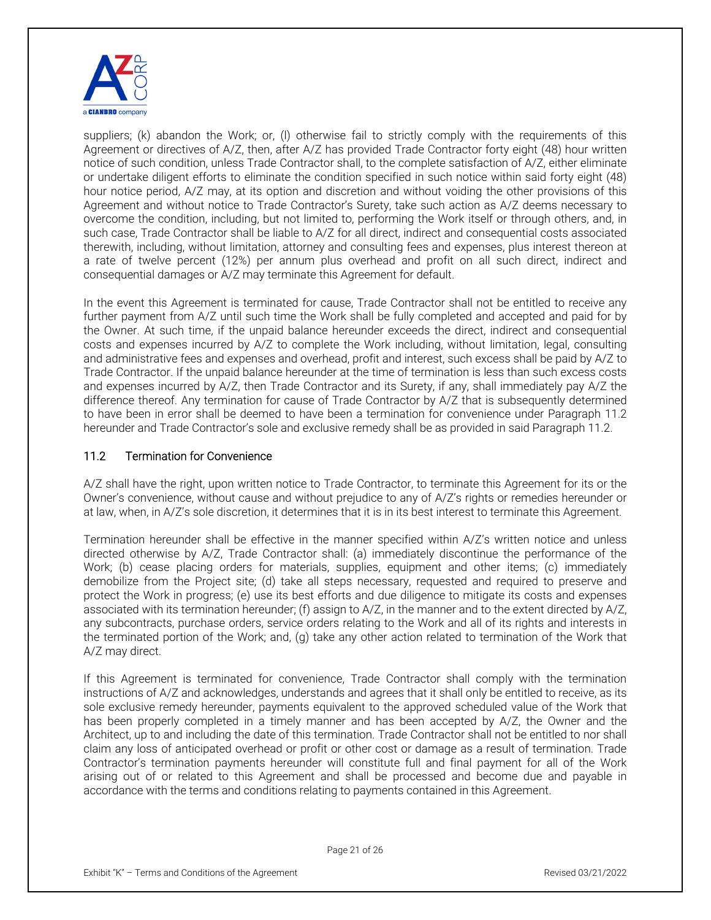suppliers; (k) abandon the Work; or, (l) otherwise fail to strictly comply with the requirements of this Agreement or directives of A/Z, then, after A/Z has provided Trade Contractor forty eight (48) hour written notice of such condition, unless Trade Contractor shall, to the complete satisfaction of A/Z, either eliminate or undertake diligent efforts to eliminate the condition specified in such notice within said forty eight (48) hour notice period, A/Z may, at its option and discretion and without voiding the other provisions of this Agreement and without notice to Trade Contractor's Surety, take such action as A/Z deems necessary to overcome the condition, including, but not limited to, performing the Work itself or through others, and, in such case, Trade Contractor shall be liable to A/Z for all direct, indirect and consequential costs associated therewith, including, without limitation, attorney and consulting fees and expenses, plus interest thereon at a rate of twelve percent (12%) per annum plus overhead and profit on all such direct, indirect and consequential damages or A/Z may terminate this Agreement for default.

In the event this Agreement is terminated for cause, Trade Contractor shall not be entitled to receive any further payment from A/Z until such time the Work shall be fully completed and accepted and paid for by the Owner. At such time, if the unpaid balance hereunder exceeds the direct, indirect and consequential costs and expenses incurred by A/Z to complete the Work including, without limitation, legal, consulting and administrative fees and expenses and overhead, profit and interest, such excess shall be paid by A/Z to Trade Contractor. If the unpaid balance hereunder at the time of termination is less than such excess costs and expenses incurred by A/Z, then Trade Contractor and its Surety, if any, shall immediately pay A/Z the difference thereof. Any termination for cause of Trade Contractor by A/Z that is subsequently determined to have been in error shall be deemed to have been a termination for convenience under Paragraph 11.2 hereunder and Trade Contractor's sole and exclusive remedy shall be as provided in said Paragraph 11.2.

### 11.2 Termination for Convenience

A/Z shall have the right, upon written notice to Trade Contractor, to terminate this Agreement for its or the Owner's convenience, without cause and without prejudice to any of A/Z's rights or remedies hereunder or at law, when, in A/Z's sole discretion, it determines that it is in its best interest to terminate this Agreement.

Termination hereunder shall be effective in the manner specified within A/Z's written notice and unless directed otherwise by A/Z, Trade Contractor shall: (a) immediately discontinue the performance of the Work; (b) cease placing orders for materials, supplies, equipment and other items; (c) immediately demobilize from the Project site; (d) take all steps necessary, requested and required to preserve and protect the Work in progress; (e) use its best efforts and due diligence to mitigate its costs and expenses associated with its termination hereunder; (f) assign to A/Z, in the manner and to the extent directed by A/Z, any subcontracts, purchase orders, service orders relating to the Work and all of its rights and interests in the terminated portion of the Work; and, (g) take any other action related to termination of the Work that A/Z may direct.

If this Agreement is terminated for convenience, Trade Contractor shall comply with the termination instructions of A/Z and acknowledges, understands and agrees that it shall only be entitled to receive, as its sole exclusive remedy hereunder, payments equivalent to the approved scheduled value of the Work that has been properly completed in a timely manner and has been accepted by A/Z, the Owner and the Architect, up to and including the date of this termination. Trade Contractor shall not be entitled to nor shall claim any loss of anticipated overhead or profit or other cost or damage as a result of termination. Trade Contractor's termination payments hereunder will constitute full and final payment for all of the Work arising out of or related to this Agreement and shall be processed and become due and payable in accordance with the terms and conditions relating to payments contained in this Agreement.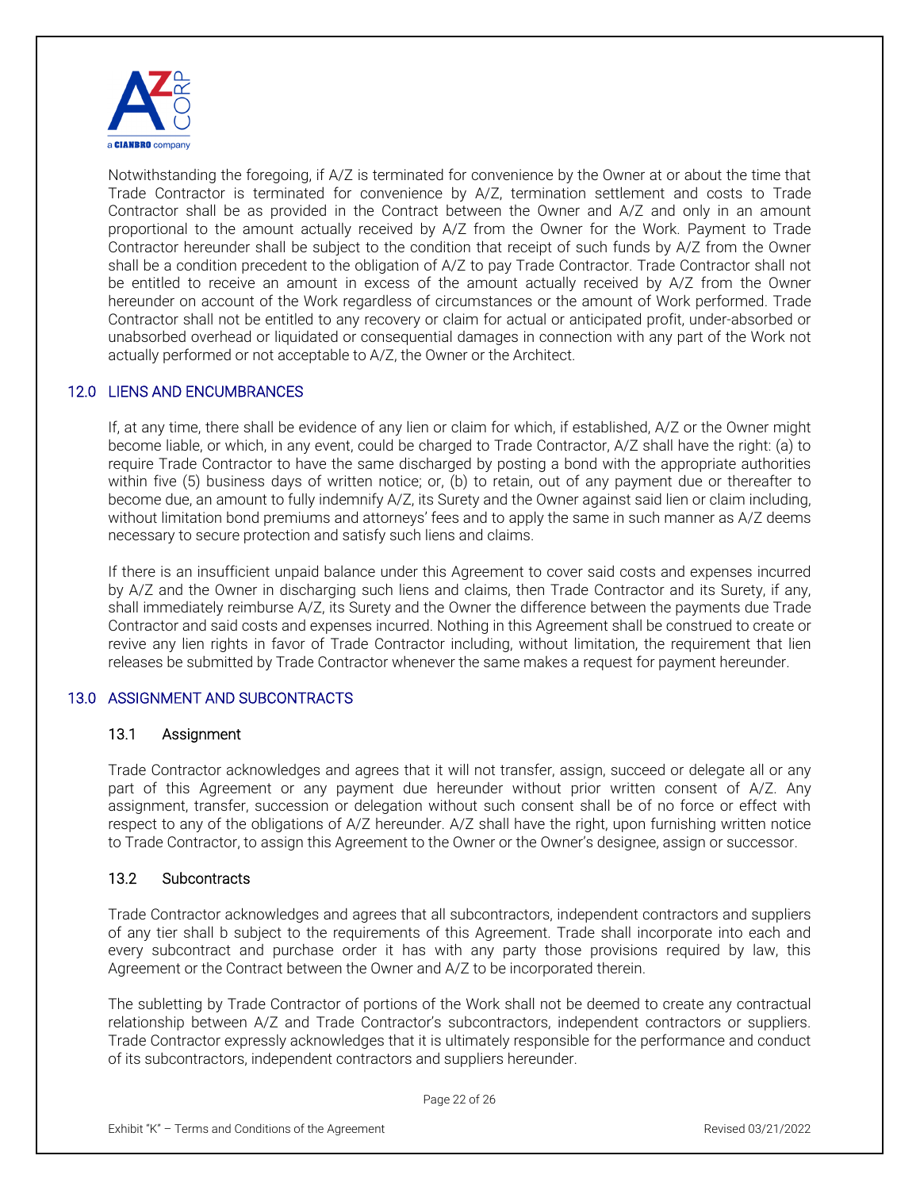Notwithstanding the foregoing, if A/Z is terminated for convenience by the Owner at or about the time that Trade Contractor is terminated for convenience by A/Z, termination settlement and costs to Trade Contractor shall be as provided in the Contract between the Owner and A/Z and only in an amount proportional to the amount actually received by A/Z from the Owner for the Work. Payment to Trade Contractor hereunder shall be subject to the condition that receipt of such funds by A/Z from the Owner shall be a condition precedent to the obligation of A/Z to pay Trade Contractor. Trade Contractor shall not be entitled to receive an amount in excess of the amount actually received by A/Z from the Owner hereunder on account of the Work regardless of circumstances or the amount of Work performed. Trade Contractor shall not be entitled to any recovery or claim for actual or anticipated profit, under-absorbed or unabsorbed overhead or liquidated or consequential damages in connection with any part of the Work not actually performed or not acceptable to A/Z, the Owner or the Architect.

## 12.0 LIENS AND ENCUMBRANCES

If, at any time, there shall be evidence of any lien or claim for which, if established, A/Z or the Owner might become liable, or which, in any event, could be charged to Trade Contractor, A/Z shall have the right: (a) to require Trade Contractor to have the same discharged by posting a bond with the appropriate authorities within five (5) business days of written notice; or, (b) to retain, out of any payment due or thereafter to become due, an amount to fully indemnify A/Z, its Surety and the Owner against said lien or claim including, without limitation bond premiums and attorneys' fees and to apply the same in such manner as A/Z deems necessary to secure protection and satisfy such liens and claims.

If there is an insufficient unpaid balance under this Agreement to cover said costs and expenses incurred by A/Z and the Owner in discharging such liens and claims, then Trade Contractor and its Surety, if any, shall immediately reimburse A/Z, its Surety and the Owner the difference between the payments due Trade Contractor and said costs and expenses incurred. Nothing in this Agreement shall be construed to create or revive any lien rights in favor of Trade Contractor including, without limitation, the requirement that lien releases be submitted by Trade Contractor whenever the same makes a request for payment hereunder.

## 13.0 ASSIGNMENT AND SUBCONTRACTS

### 13.1 Assignment

Trade Contractor acknowledges and agrees that it will not transfer, assign, succeed or delegate all or any part of this Agreement or any payment due hereunder without prior written consent of A/Z. Any assignment, transfer, succession or delegation without such consent shall be of no force or effect with respect to any of the obligations of A/Z hereunder. A/Z shall have the right, upon furnishing written notice to Trade Contractor, to assign this Agreement to the Owner or the Owner's designee, assign or successor.

### 13.2 Subcontracts

Trade Contractor acknowledges and agrees that all subcontractors, independent contractors and suppliers of any tier shall b subject to the requirements of this Agreement. Trade shall incorporate into each and every subcontract and purchase order it has with any party those provisions required by law, this Agreement or the Contract between the Owner and A/Z to be incorporated therein.

The subletting by Trade Contractor of portions of the Work shall not be deemed to create any contractual relationship between A/Z and Trade Contractor's subcontractors, independent contractors or suppliers. Trade Contractor expressly acknowledges that it is ultimately responsible for the performance and conduct of its subcontractors, independent contractors and suppliers hereunder.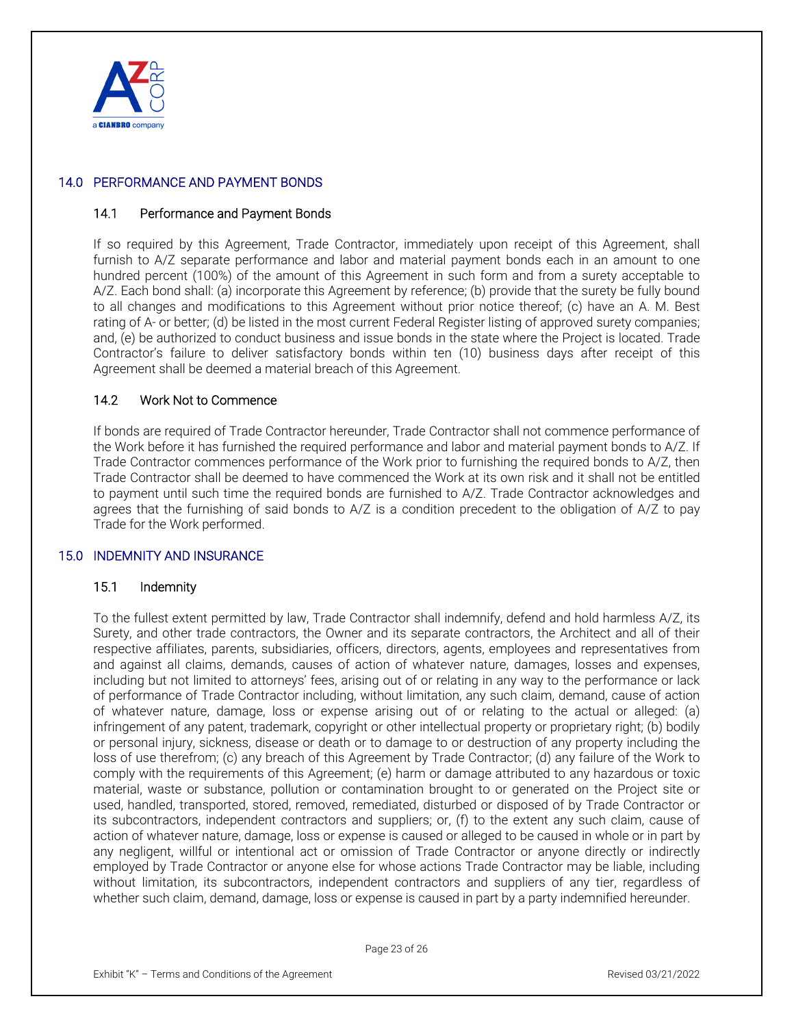## 14.0 PERFORMANCE AND PAYMENT BONDS

### 14.1 Performance and Payment Bonds

If so required by this Agreement, Trade Contractor, immediately upon receipt of this Agreement, shall furnish to A/Z separate performance and labor and material payment bonds each in an amount to one hundred percent (100%) of the amount of this Agreement in such form and from a surety acceptable to A/Z. Each bond shall: (a) incorporate this Agreement by reference; (b) provide that the surety be fully bound to all changes and modifications to this Agreement without prior notice thereof; (c) have an A. M. Best rating of A- or better; (d) be listed in the most current Federal Register listing of approved surety companies; and, (e) be authorized to conduct business and issue bonds in the state where the Project is located. Trade Contractor's failure to deliver satisfactory bonds within ten (10) business days after receipt of this Agreement shall be deemed a material breach of this Agreement.

### 14.2 Work Not to Commence

If bonds are required of Trade Contractor hereunder, Trade Contractor shall not commence performance of the Work before it has furnished the required performance and labor and material payment bonds to A/Z. If Trade Contractor commences performance of the Work prior to furnishing the required bonds to A/Z, then Trade Contractor shall be deemed to have commenced the Work at its own risk and it shall not be entitled to payment until such time the required bonds are furnished to A/Z. Trade Contractor acknowledges and agrees that the furnishing of said bonds to A/Z is a condition precedent to the obligation of A/Z to pay Trade for the Work performed.

## 15.0 INDEMNITY AND INSURANCE

### 15.1 Indemnity

To the fullest extent permitted by law, Trade Contractor shall indemnify, defend and hold harmless A/Z, its Surety, and other trade contractors, the Owner and its separate contractors, the Architect and all of their respective affiliates, parents, subsidiaries, officers, directors, agents, employees and representatives from and against all claims, demands, causes of action of whatever nature, damages, losses and expenses, including but not limited to attorneys' fees, arising out of or relating in any way to the performance or lack of performance of Trade Contractor including, without limitation, any such claim, demand, cause of action of whatever nature, damage, loss or expense arising out of or relating to the actual or alleged: (a) infringement of any patent, trademark, copyright or other intellectual property or proprietary right; (b) bodily or personal injury, sickness, disease or death or to damage to or destruction of any property including the loss of use therefrom; (c) any breach of this Agreement by Trade Contractor; (d) any failure of the Work to comply with the requirements of this Agreement; (e) harm or damage attributed to any hazardous or toxic material, waste or substance, pollution or contamination brought to or generated on the Project site or used, handled, transported, stored, removed, remediated, disturbed or disposed of by Trade Contractor or its subcontractors, independent contractors and suppliers; or, (f) to the extent any such claim, cause of action of whatever nature, damage, loss or expense is caused or alleged to be caused in whole or in part by any negligent, willful or intentional act or omission of Trade Contractor or anyone directly or indirectly employed by Trade Contractor or anyone else for whose actions Trade Contractor may be liable, including without limitation, its subcontractors, independent contractors and suppliers of any tier, regardless of whether such claim, demand, damage, loss or expense is caused in part by a party indemnified hereunder.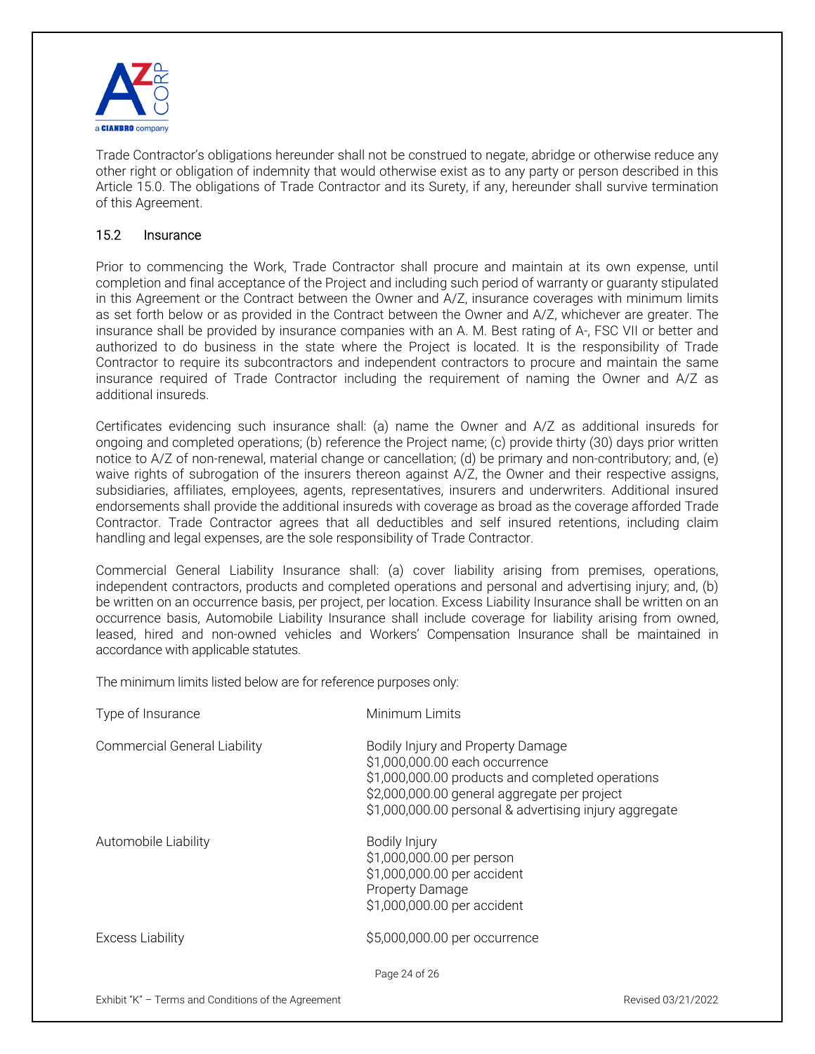Trade Contractor's obligations hereunder shall not be construed to negate, abridge or otherwise reduce any other right or obligation of indemnity that would otherwise exist as to any party or person described in this Article 15.0. The obligations of Trade Contractor and its Surety, if any, hereunder shall survive termination of this Agreement.

### 15.2 Insurance

Prior to commencing the Work, Trade Contractor shall procure and maintain at its own expense, until completion and final acceptance of the Project and including such period of warranty or guaranty stipulated in this Agreement or the Contract between the Owner and A/Z, insurance coverages with minimum limits as set forth below or as provided in the Contract between the Owner and A/Z, whichever are greater. The insurance shall be provided by insurance companies with an A. M. Best rating of A-, FSC VII or better and authorized to do business in the state where the Project is located. It is the responsibility of Trade Contractor to require its subcontractors and independent contractors to procure and maintain the same insurance required of Trade Contractor including the requirement of naming the Owner and A/Z as additional insureds.

Certificates evidencing such insurance shall: (a) name the Owner and A/Z as additional insureds for ongoing and completed operations; (b) reference the Project name; (c) provide thirty (30) days prior written notice to A/Z of non-renewal, material change or cancellation; (d) be primary and non-contributory; and, (e) waive rights of subrogation of the insurers thereon against A/Z, the Owner and their respective assigns, subsidiaries, affiliates, employees, agents, representatives, insurers and underwriters. Additional insured endorsements shall provide the additional insureds with coverage as broad as the coverage afforded Trade Contractor. Trade Contractor agrees that all deductibles and self insured retentions, including claim handling and legal expenses, are the sole responsibility of Trade Contractor.

Commercial General Liability Insurance shall: (a) cover liability arising from premises, operations, independent contractors, products and completed operations and personal and advertising injury; and, (b) be written on an occurrence basis, per project, per location. Excess Liability Insurance shall be written on an occurrence basis, Automobile Liability Insurance shall include coverage for liability arising from owned, leased, hired and non-owned vehicles and Workers' Compensation Insurance shall be maintained in accordance with applicable statutes.

The minimum limits listed below are for reference purposes only:

| Type of Insurance | Minimum Limits |
|---|---|
| Commercial General Liability | Bodily Injury and Property Damage<br>$1,000,000.00 each occurrence<br>$1,000,000.00 products and completed operations<br>$2,000,000.00 general aggregate per project<br>$1,000,000.00 personal & advertising injury aggregate |
| Automobile Liability | Bodily Injury<br>$1,000,000.00 per person<br>$1,000,000.00 per accident<br>Property Damage<br>$1,000,000.00 per accident |
| Excess Liability | $5,000,000.00 per occurrence |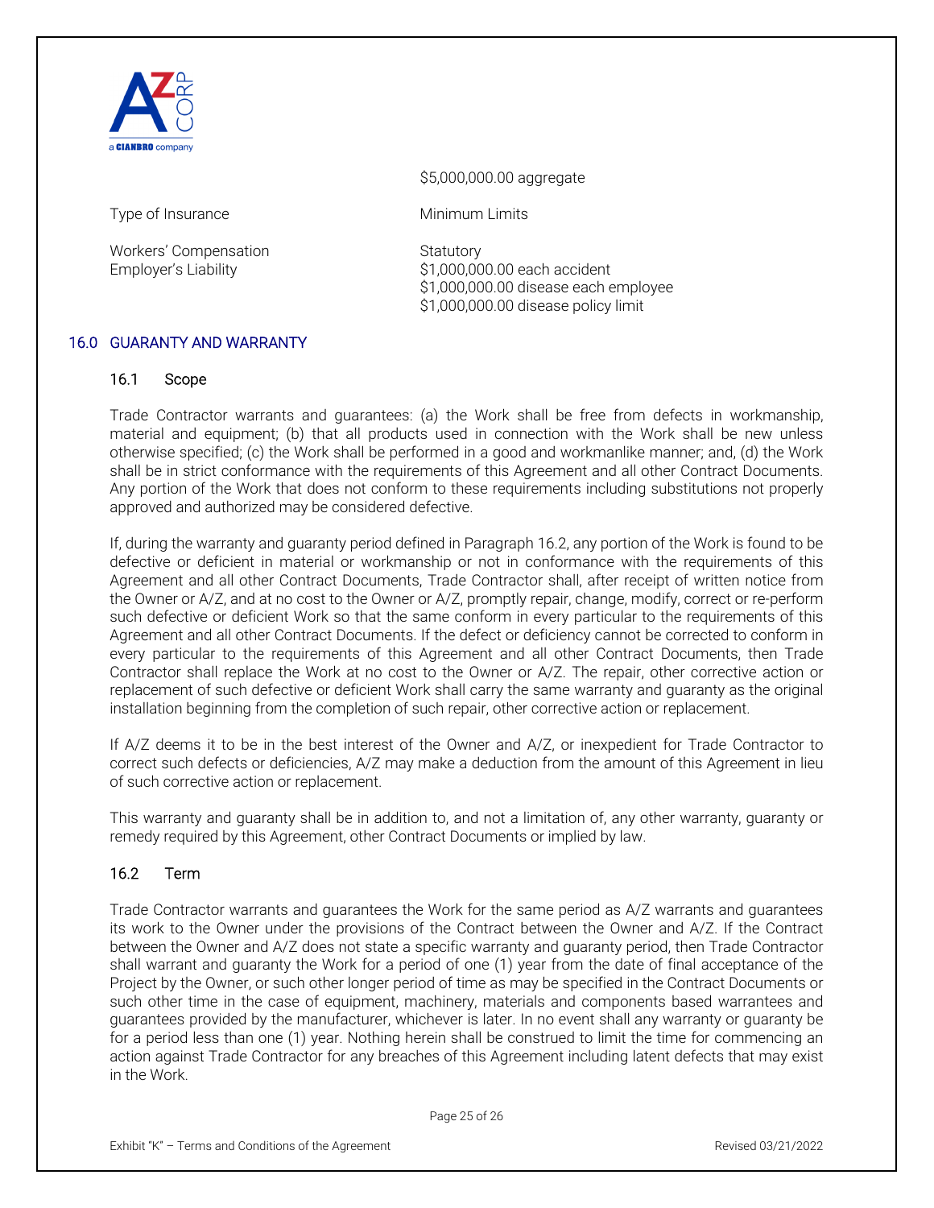| | $5,000,000.00 aggregate |
|---|---|
| Type of Insurance | Minimum Limits |
| Workers' Compensation | Statutory |
| Employer's Liability | $1,000,000.00 each accident<br>$1,000,000.00 disease each employee<br>$1,000,000.00 disease policy limit |

## 16.0 GUARANTY AND WARRANTY

### 16.1 Scope

Trade Contractor warrants and guarantees: (a) the Work shall be free from defects in workmanship, material and equipment; (b) that all products used in connection with the Work shall be new unless otherwise specified; (c) the Work shall be performed in a good and workmanlike manner; and, (d) the Work shall be in strict conformance with the requirements of this Agreement and all other Contract Documents. Any portion of the Work that does not conform to these requirements including substitutions not properly approved and authorized may be considered defective.

If, during the warranty and guaranty period defined in Paragraph 16.2, any portion of the Work is found to be defective or deficient in material or workmanship or not in conformance with the requirements of this Agreement and all other Contract Documents, Trade Contractor shall, after receipt of written notice from the Owner or A/Z, and at no cost to the Owner or A/Z, promptly repair, change, modify, correct or re-perform such defective or deficient Work so that the same conform in every particular to the requirements of this Agreement and all other Contract Documents. If the defect or deficiency cannot be corrected to conform in every particular to the requirements of this Agreement and all other Contract Documents, then Trade Contractor shall replace the Work at no cost to the Owner or A/Z. The repair, other corrective action or replacement of such defective or deficient Work shall carry the same warranty and guaranty as the original installation beginning from the completion of such repair, other corrective action or replacement.

If A/Z deems it to be in the best interest of the Owner and A/Z, or inexpedient for Trade Contractor to correct such defects or deficiencies, A/Z may make a deduction from the amount of this Agreement in lieu of such corrective action or replacement.

This warranty and guaranty shall be in addition to, and not a limitation of, any other warranty, guaranty or remedy required by this Agreement, other Contract Documents or implied by law.

### 16.2 Term

Trade Contractor warrants and guarantees the Work for the same period as A/Z warrants and guarantees its work to the Owner under the provisions of the Contract between the Owner and A/Z. If the Contract between the Owner and A/Z does not state a specific warranty and guaranty period, then Trade Contractor shall warrant and guaranty the Work for a period of one (1) year from the date of final acceptance of the Project by the Owner, or such other longer period of time as may be specified in the Contract Documents or such other time in the case of equipment, machinery, materials and components based warrantees and guarantees provided by the manufacturer, whichever is later. In no event shall any warranty or guaranty be for a period less than one (1) year. Nothing herein shall be construed to limit the time for commencing an action against Trade Contractor for any breaches of this Agreement including latent defects that may exist in the Work.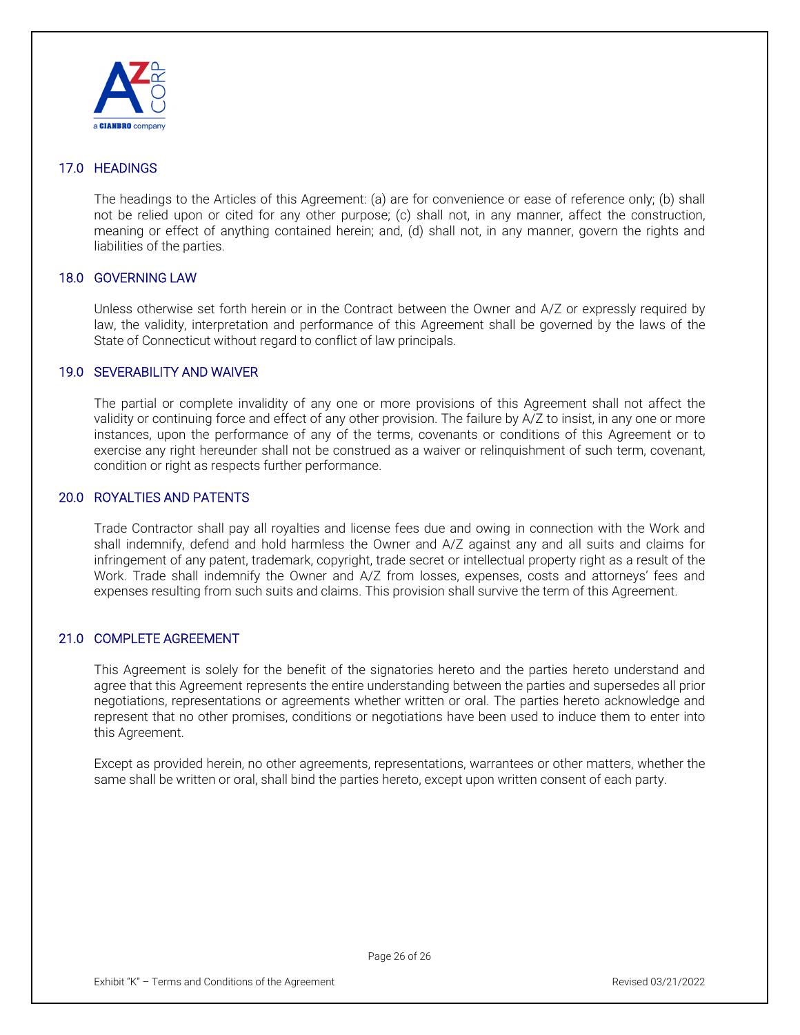## 17.0 HEADINGS

The headings to the Articles of this Agreement: (a) are for convenience or ease of reference only; (b) shall not be relied upon or cited for any other purpose; (c) shall not, in any manner, affect the construction, meaning or effect of anything contained herein; and, (d) shall not, in any manner, govern the rights and liabilities of the parties.

## 18.0 GOVERNING LAW

Unless otherwise set forth herein or in the Contract between the Owner and A/Z or expressly required by law, the validity, interpretation and performance of this Agreement shall be governed by the laws of the State of Connecticut without regard to conflict of law principals.

## 19.0 SEVERABILITY AND WAIVER

The partial or complete invalidity of any one or more provisions of this Agreement shall not affect the validity or continuing force and effect of any other provision. The failure by A/Z to insist, in any one or more instances, upon the performance of any of the terms, covenants or conditions of this Agreement or to exercise any right hereunder shall not be construed as a waiver or relinquishment of such term, covenant, condition or right as respects further performance.

## 20.0 ROYALTIES AND PATENTS

Trade Contractor shall pay all royalties and license fees due and owing in connection with the Work and shall indemnify, defend and hold harmless the Owner and A/Z against any and all suits and claims for infringement of any patent, trademark, copyright, trade secret or intellectual property right as a result of the Work. Trade shall indemnify the Owner and A/Z from losses, expenses, costs and attorneys' fees and expenses resulting from such suits and claims. This provision shall survive the term of this Agreement.

## 21.0 COMPLETE AGREEMENT

This Agreement is solely for the benefit of the signatories hereto and the parties hereto understand and agree that this Agreement represents the entire understanding between the parties and supersedes all prior negotiations, representations or agreements whether written or oral. The parties hereto acknowledge and represent that no other promises, conditions or negotiations have been used to induce them to enter into this Agreement.

Except as provided herein, no other agreements, representations, warrantees or other matters, whether the same shall be written or oral, shall bind the parties hereto, except upon written consent of each party.